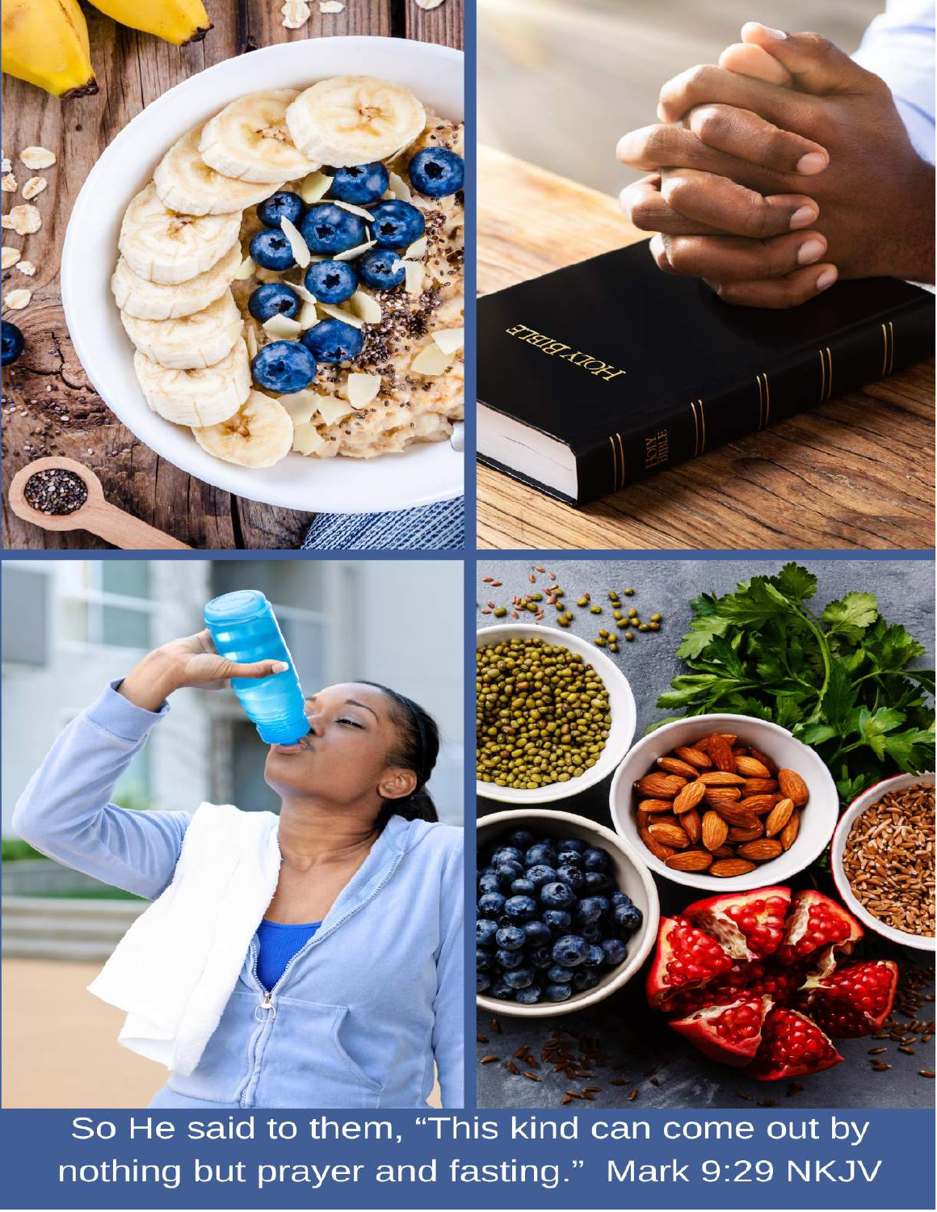So He said to them, "This kind can come out by nothing but prayer and fasting." Mark 9:29 NKJV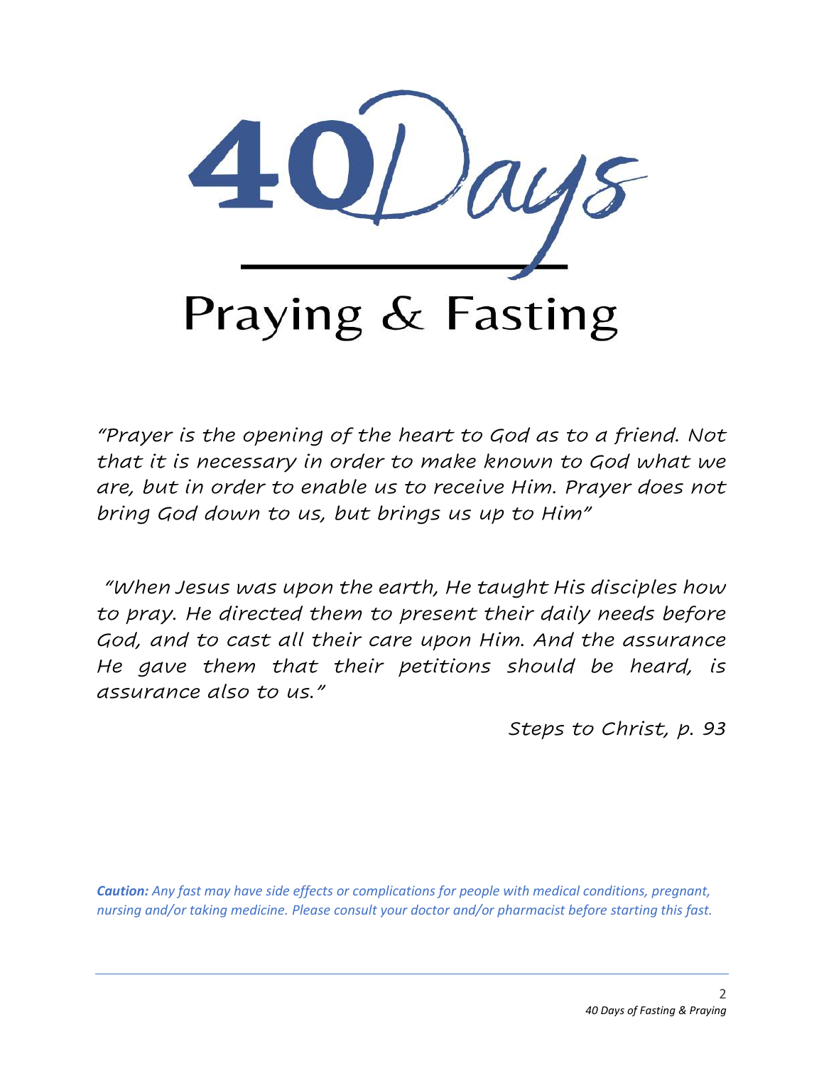# 40 Days

## Praying & Fasting

*"Prayer is the opening of the heart to God as to a friend. Not that it is necessary in order to make known to God what we are, but in order to enable us to receive Him. Prayer does not bring God down to us, but brings us up to Him"*

*"When Jesus was upon the earth, He taught His disciples how to pray. He directed them to present their daily needs before God, and to cast all their care upon Him. And the assurance He gave them that their petitions should be heard, is assurance also to us."*

*Steps to Christ, p. 93*

***Caution:** Any fast may have side effects or complications for people with medical conditions, pregnant, nursing and/or taking medicine. Please consult your doctor and/or pharmacist before starting this fast.*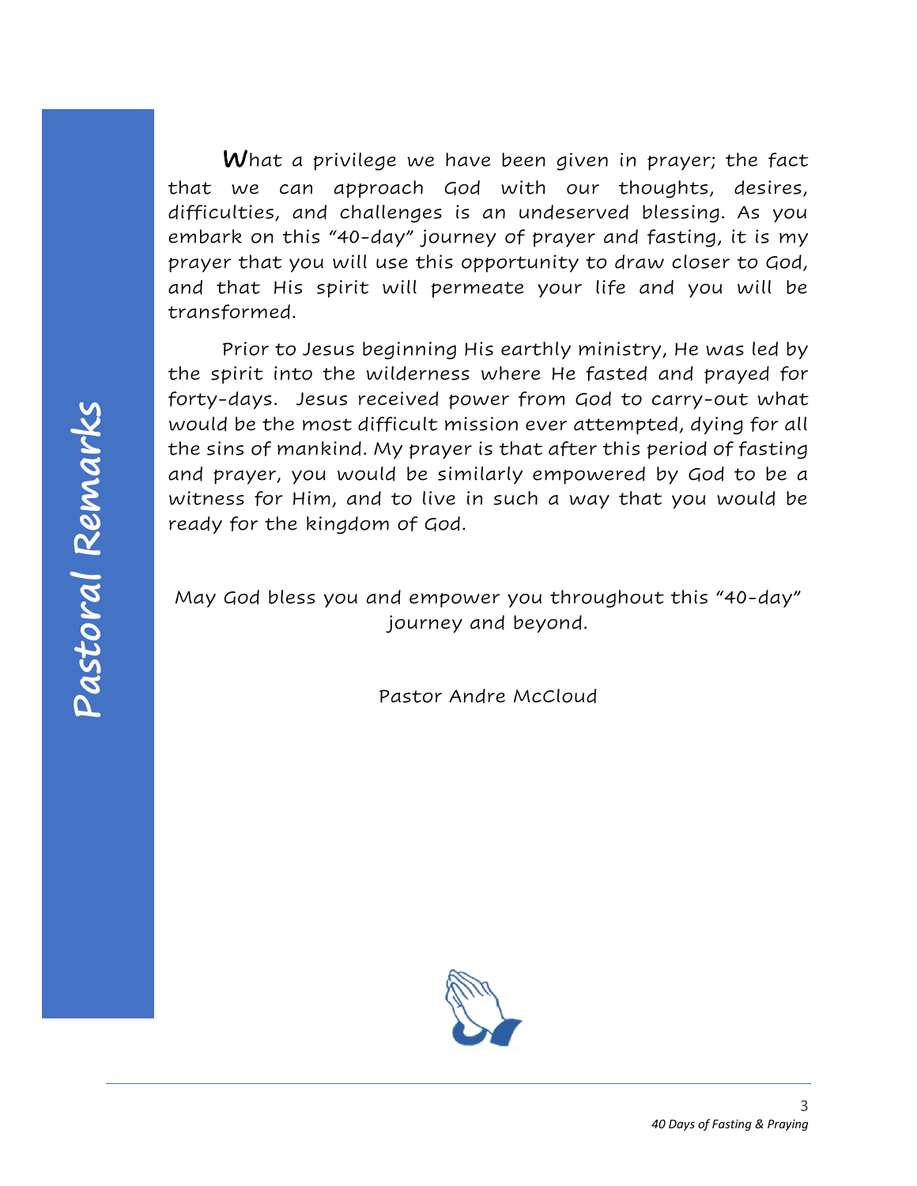# Pastoral Remarks

What a privilege we have been given in prayer; the fact that we can approach God with our thoughts, desires, difficulties, and challenges is an undeserved blessing. As you embark on this "40-day" journey of prayer and fasting, it is my prayer that you will use this opportunity to draw closer to God, and that His spirit will permeate your life and you will be transformed.

Prior to Jesus beginning His earthly ministry, He was led by the spirit into the wilderness where He fasted and prayed for forty-days. Jesus received power from God to carry-out what would be the most difficult mission ever attempted, dying for all the sins of mankind. My prayer is that after this period of fasting and prayer, you would be similarly empowered by God to be a witness for Him, and to live in such a way that you would be ready for the kingdom of God.

May God bless you and empower you throughout this "40-day" journey and beyond.

Pastor Andre McCloud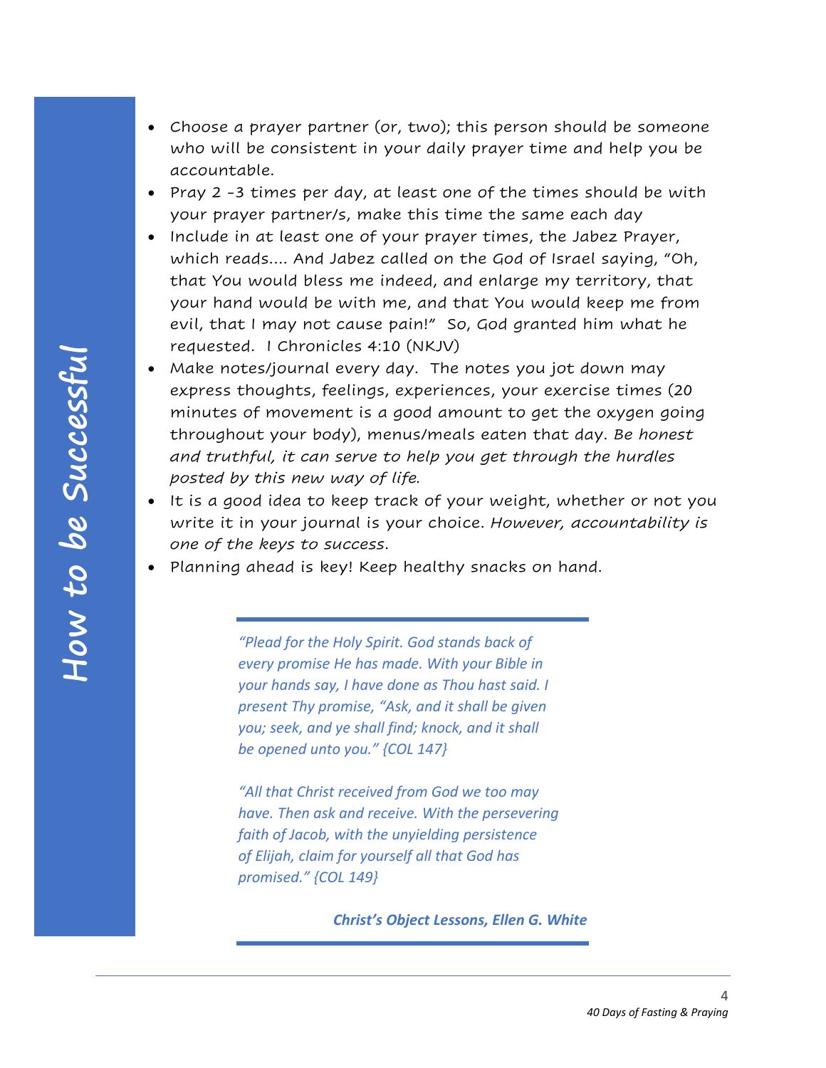## *How to be Successful*

- Choose a prayer partner (or, two); this person should be someone who will be consistent in your daily prayer time and help you be accountable.
- Pray 2 -3 times per day, at least one of the times should be with your prayer partner/s, make this time the same each day
- Include in at least one of your prayer times, the Jabez Prayer, which reads.... And Jabez called on the God of Israel saying, "Oh, that You would bless me indeed, and enlarge my territory, that your hand would be with me, and that You would keep me from evil, that I may not cause pain!" So, God granted him what he requested. I Chronicles 4:10 (NKJV)
- Make notes/journal every day. The notes you jot down may express thoughts, feelings, experiences, your exercise times (20 minutes of movement is a good amount to get the oxygen going throughout your body), menus/meals eaten that day. *Be honest and truthful, it can serve to help you get through the hurdles posted by this new way of life.*
- It is a good idea to keep track of your weight, whether or not you write it in your journal is your choice. *However, accountability is one of the keys to success.*
- Planning ahead is key! Keep healthy snacks on hand.

---

*"Plead for the Holy Spirit. God stands back of every promise He has made. With your Bible in your hands say, I have done as Thou hast said. I present Thy promise, "Ask, and it shall be given you; seek, and ye shall find; knock, and it shall be opened unto you." {COL 147}*

*"All that Christ received from God we too may have. Then ask and receive. With the persevering faith of Jacob, with the unyielding persistence of Elijah, claim for yourself all that God has promised." {COL 149}*

***Christ's Object Lessons, Ellen G. White***

---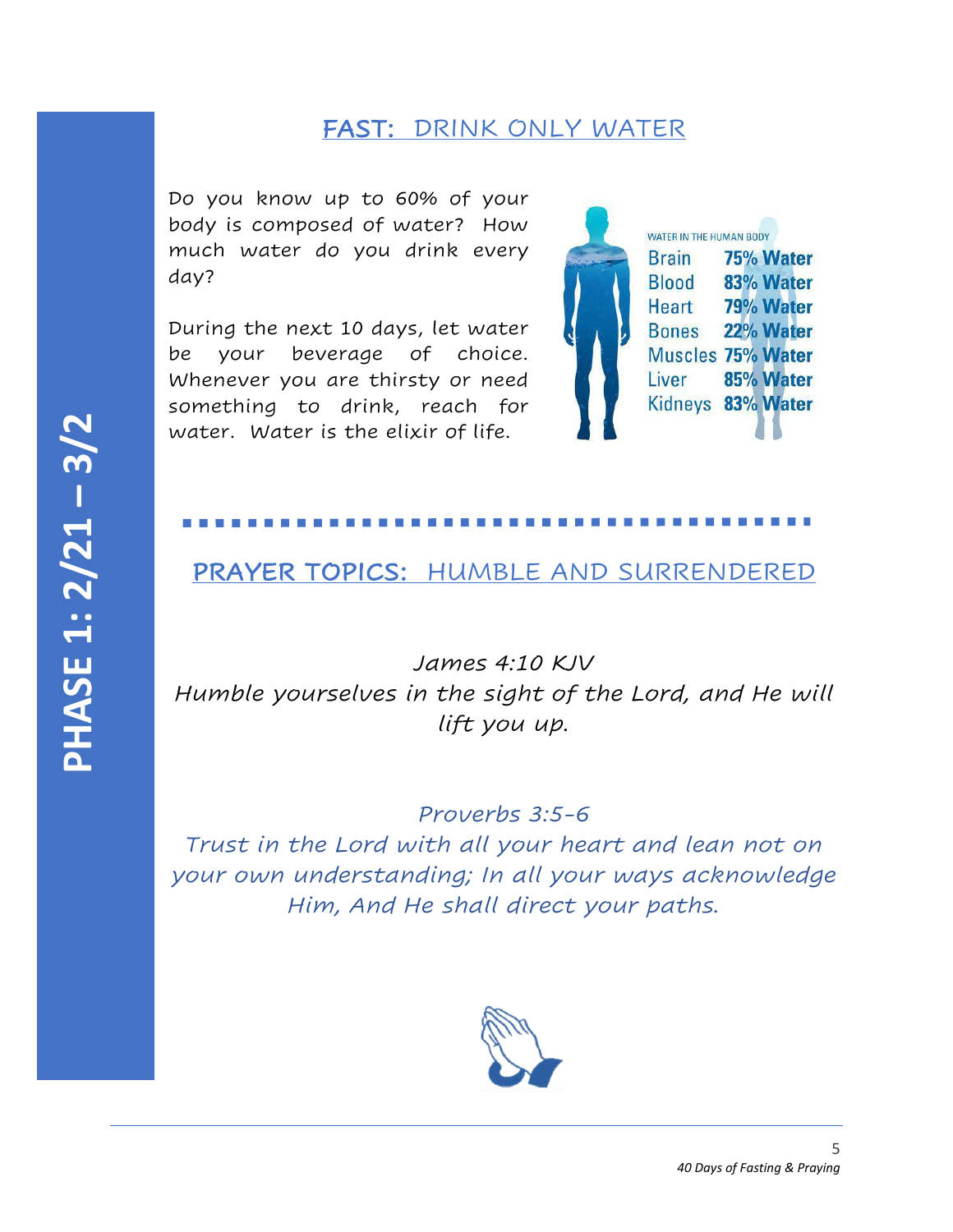PHASE 1: 2/21 – 3/2

## FAST: DRINK ONLY WATER

Do you know up to 60% of your body is composed of water? How much water do you drink every day?

During the next 10 days, let water be your beverage of choice. Whenever you are thirsty or need something to drink, reach for water. Water is the elixir of life.

WATER IN THE HUMAN BODY

| | |
|---|---|
| Brain | 75% Water |
| Blood | 83% Water |
| Heart | 79% Water |
| Bones | 22% Water |
| Muscles | 75% Water |
| Liver | 85% Water |
| Kidneys | 83% Water |

## PRAYER TOPICS: HUMBLE AND SURRENDERED

*James 4:10 KJV*
*Humble yourselves in the sight of the Lord, and He will lift you up.*

*Proverbs 3:5-6*
*Trust in the Lord with all your heart and lean not on your own understanding; In all your ways acknowledge Him, And He shall direct your paths.*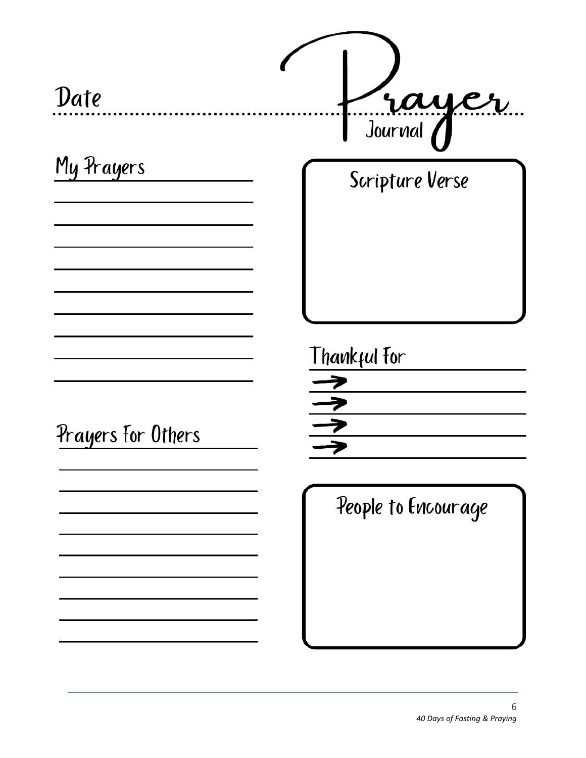# Prayer Journal

Date

## My Prayers

## Scripture Verse

## Thankful For

→

→

→

→

## Prayers For Others

## People to Encourage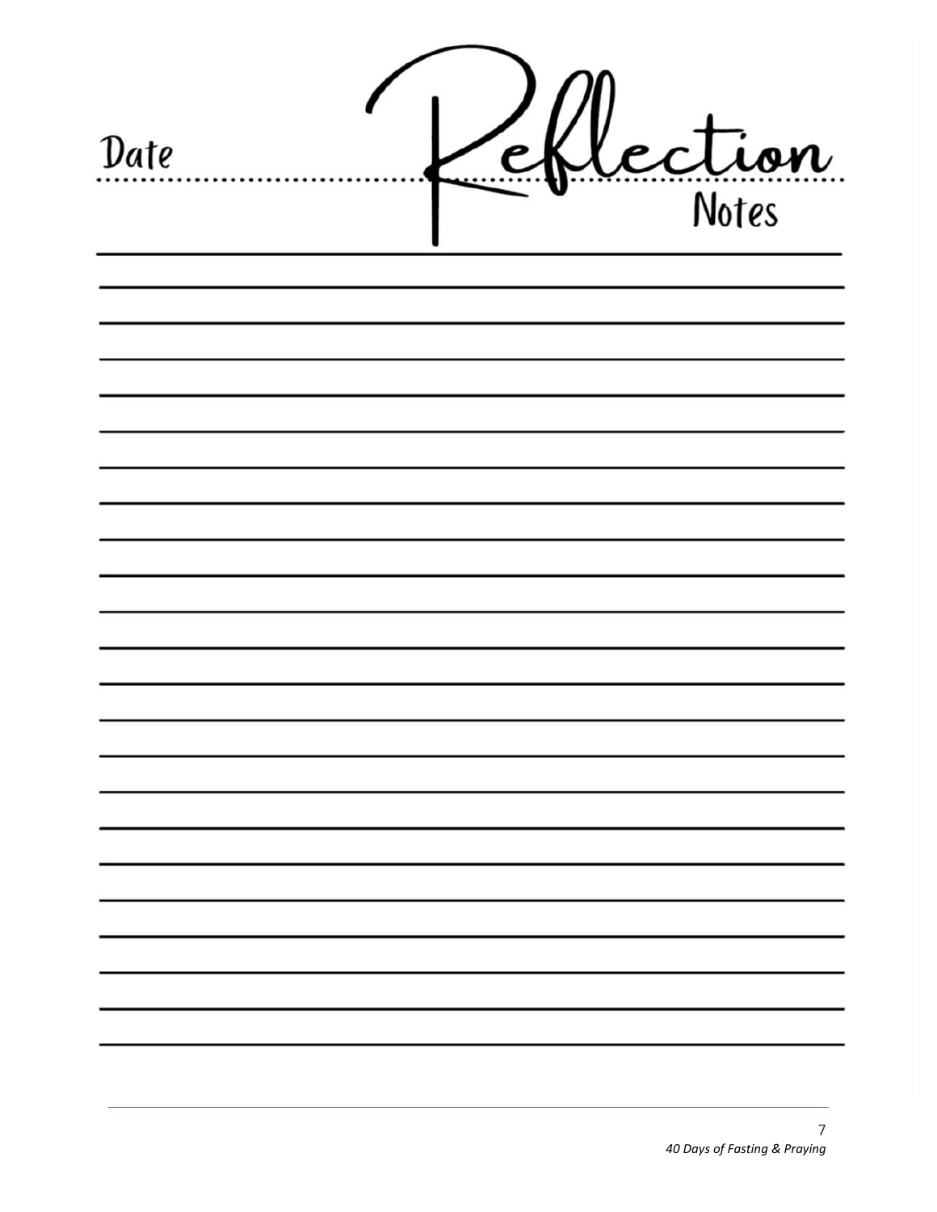# Reflection Notes

Date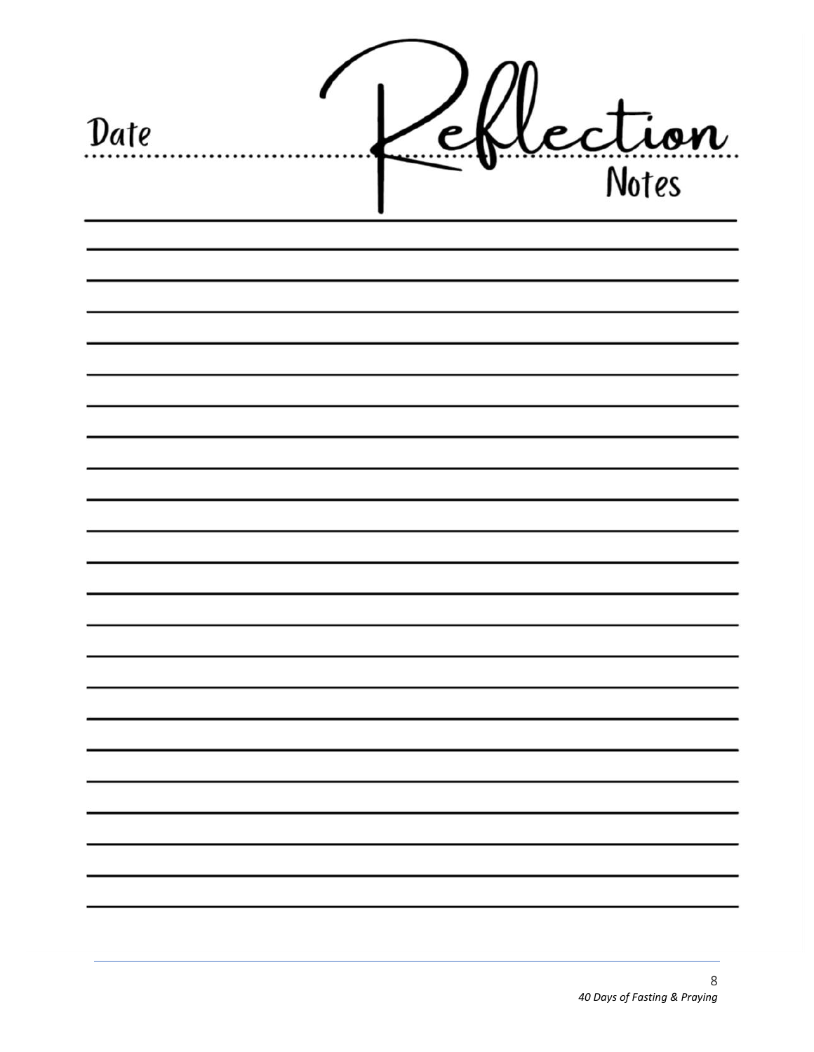Date ................................ Reflection Notes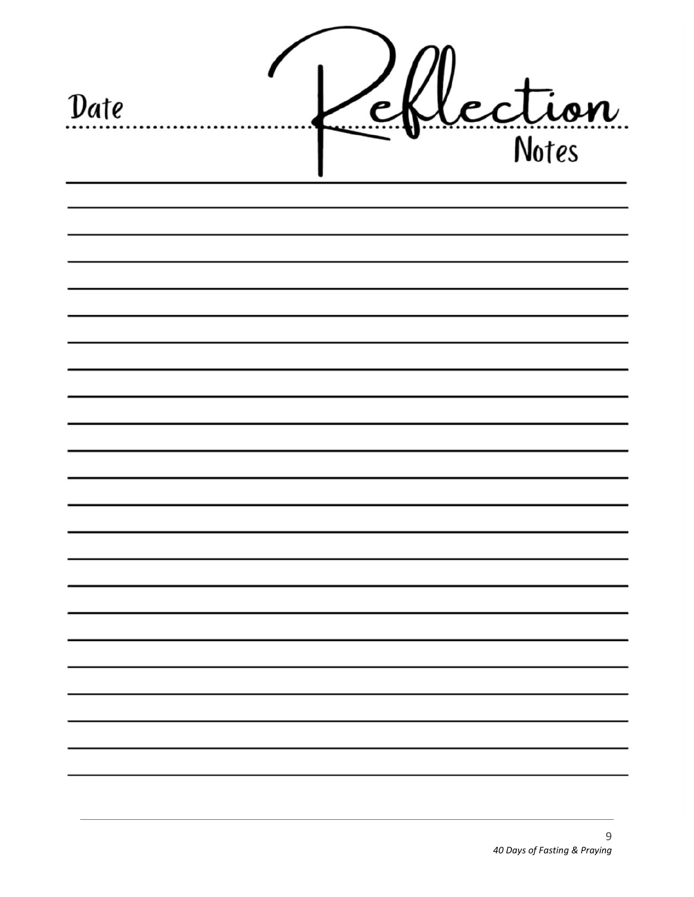Date

# Reflection Notes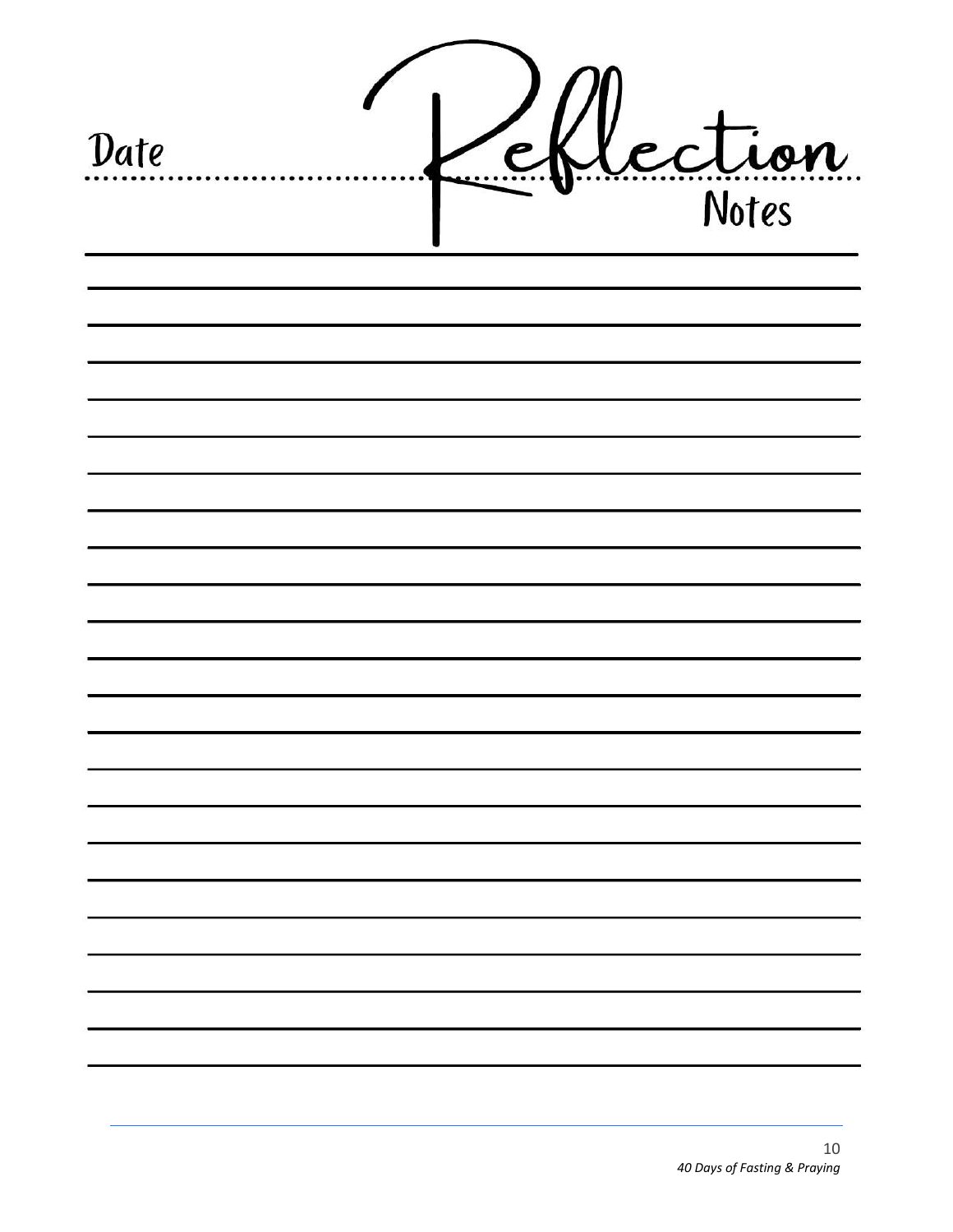Date ............................................ **Reflection Notes**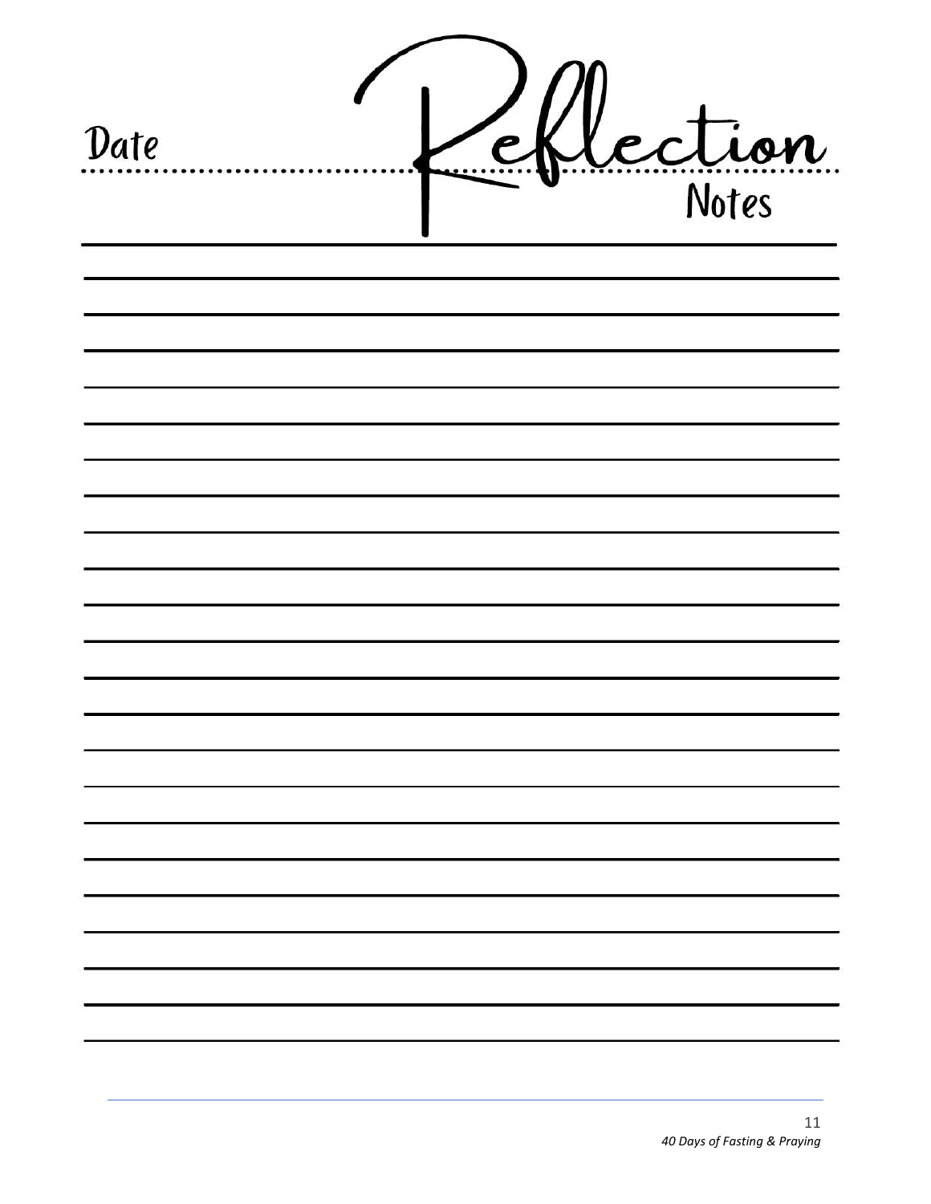Date

# Reflection
Notes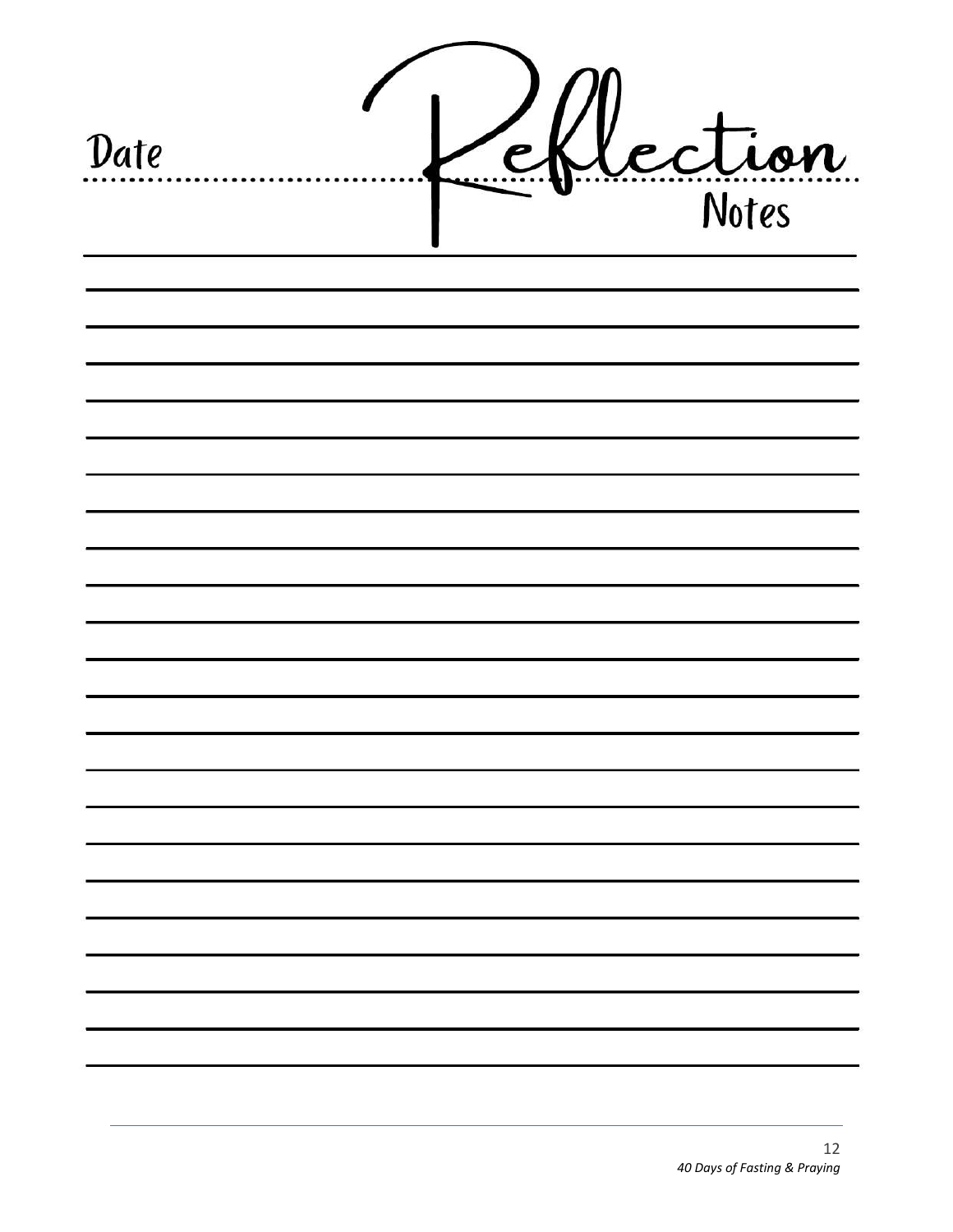Date

# Reflection Notes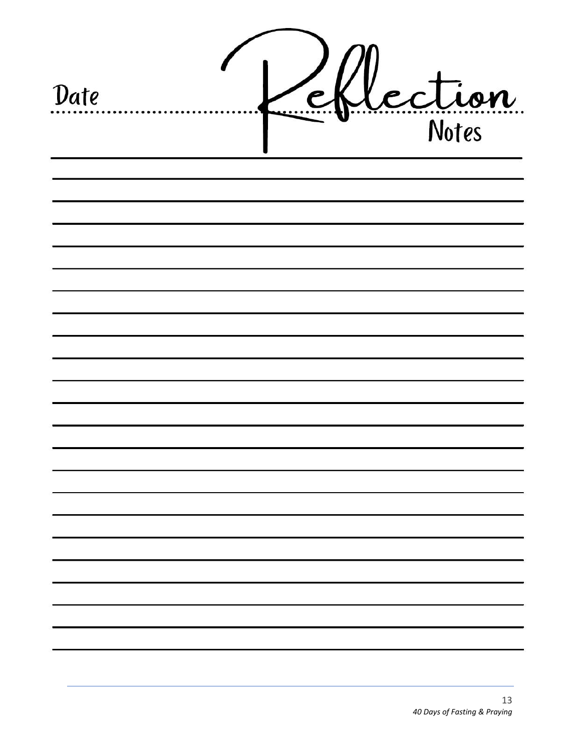Date

# Reflection

Notes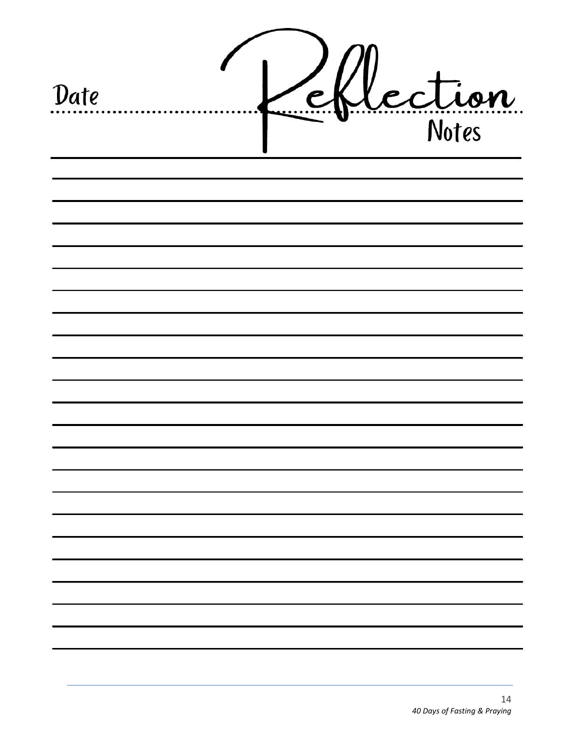Date

# Reflection

Notes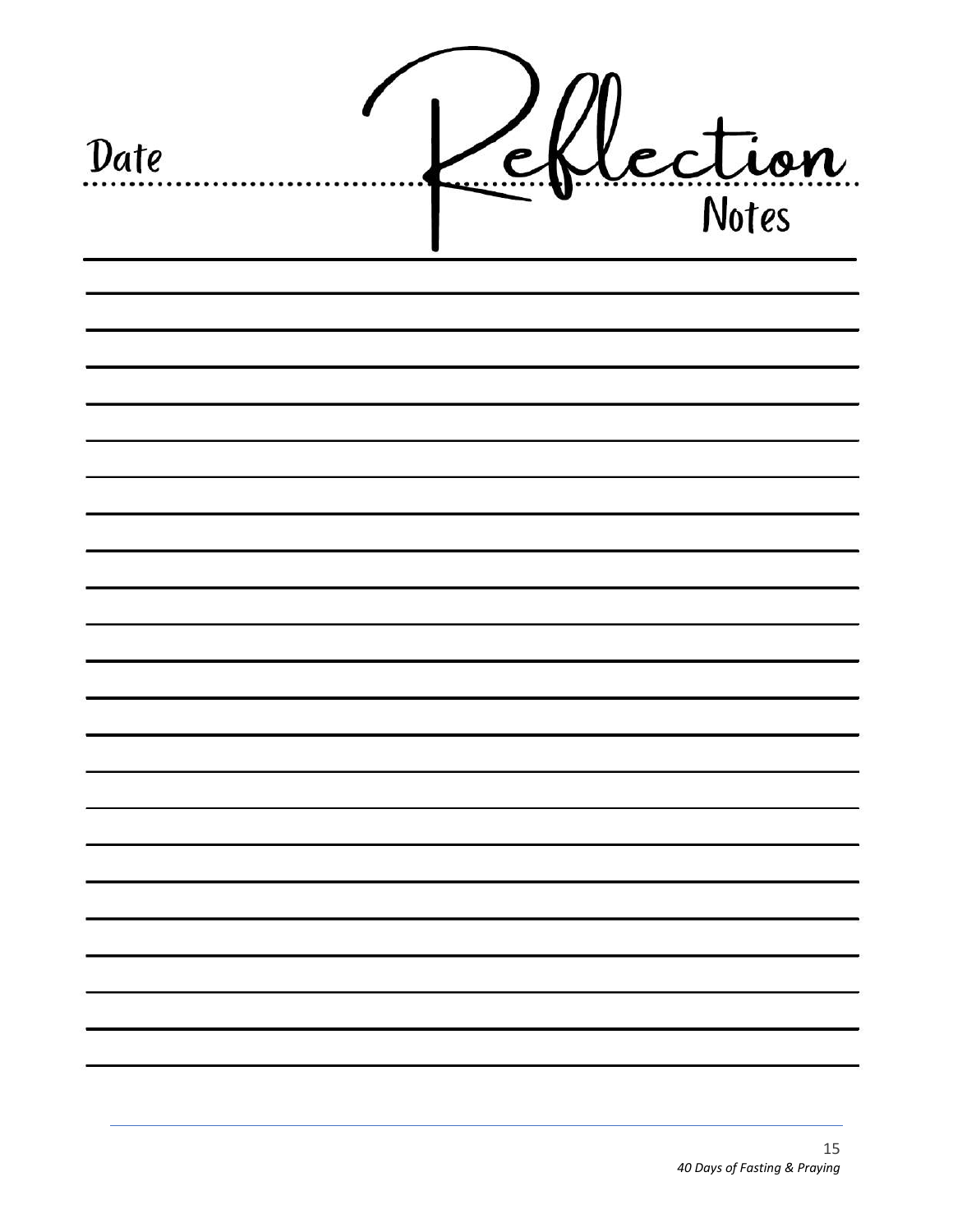Date

# Reflection

Notes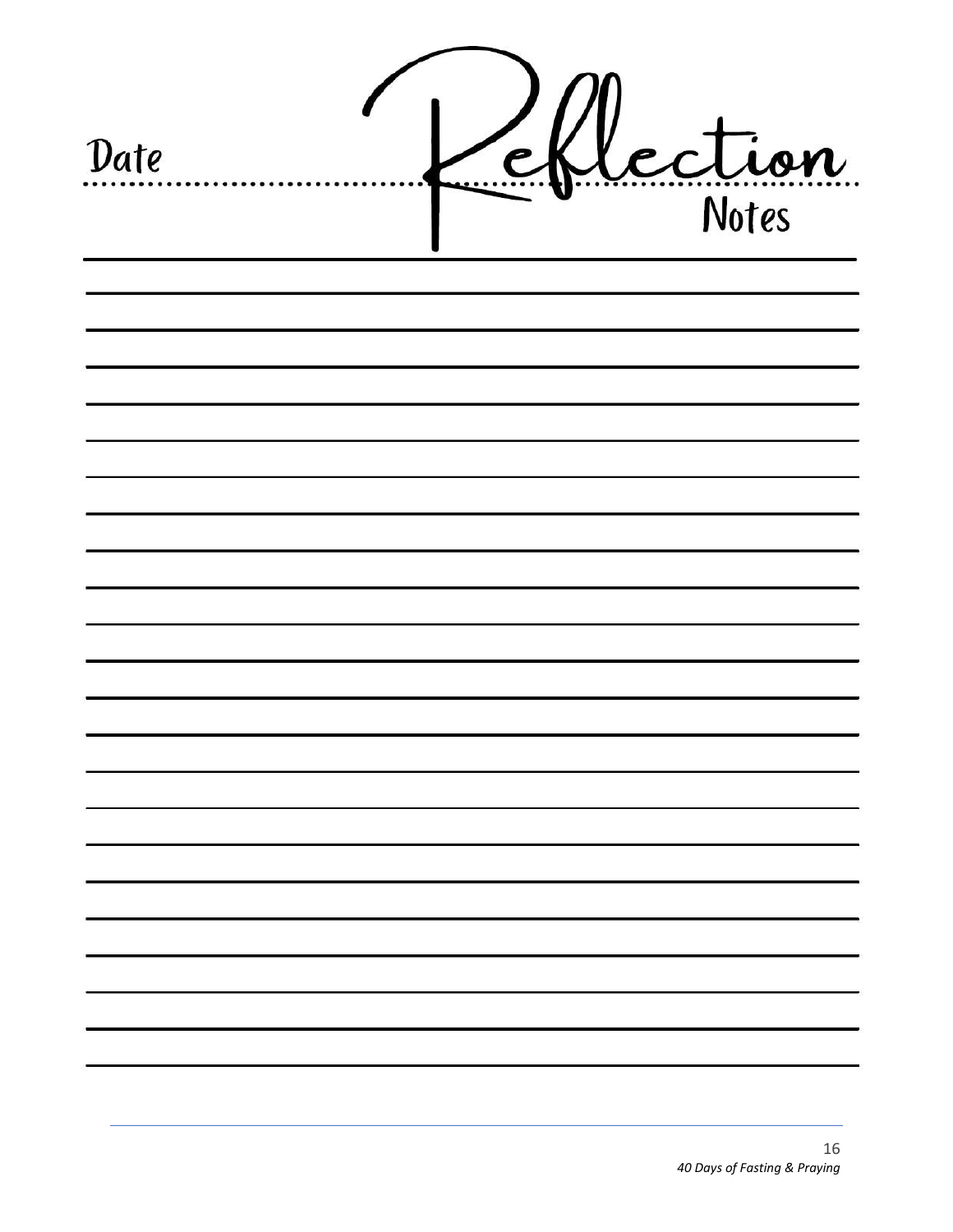Date

# Reflection

Notes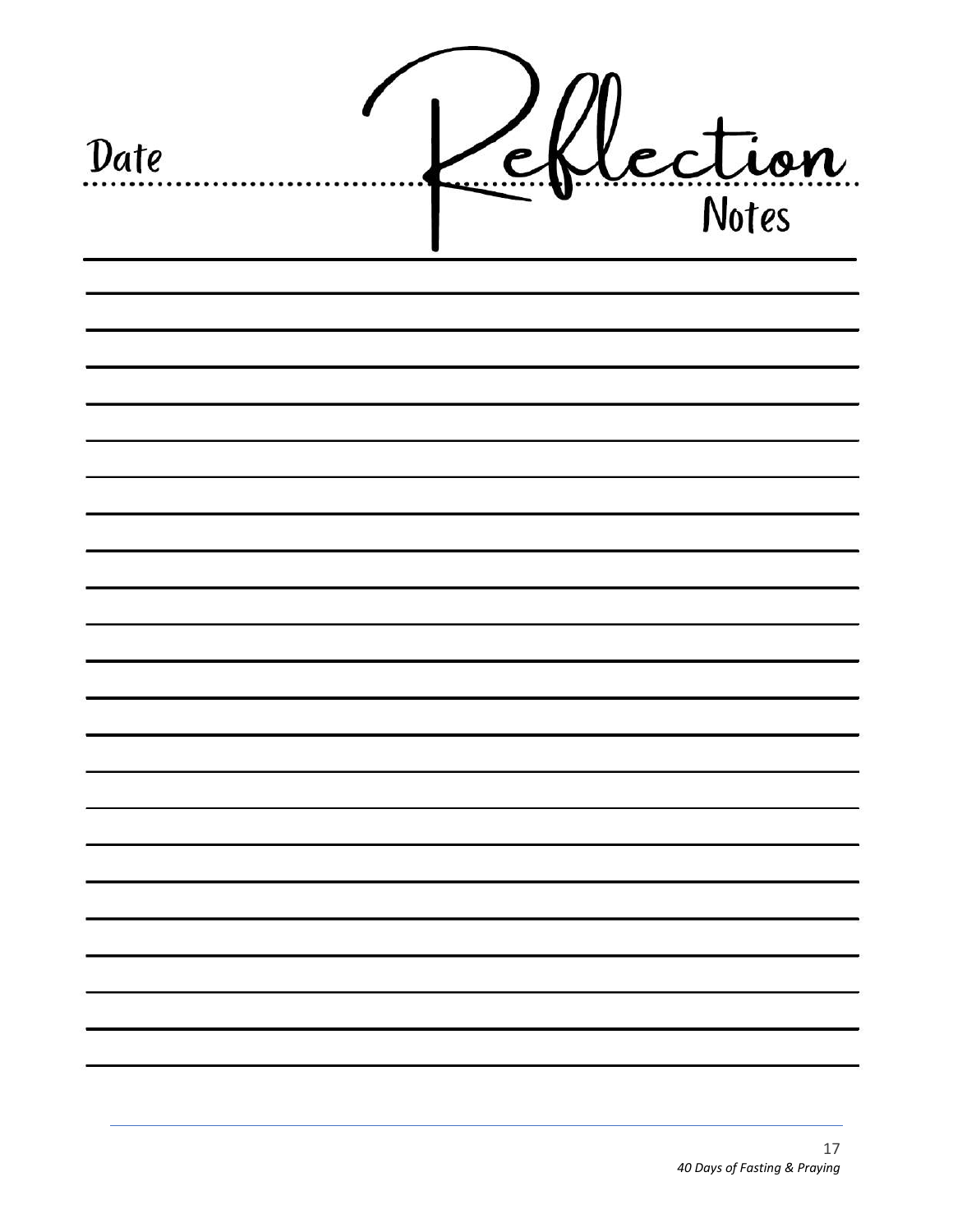Date

# Reflection
Notes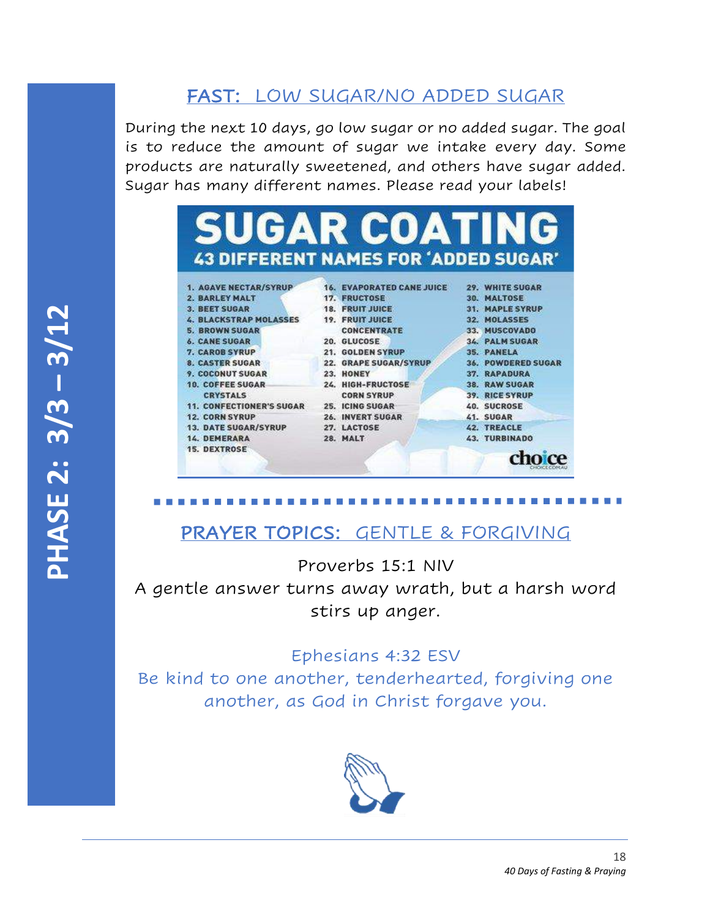PHASE 2: 3/3 – 3/12

## FAST: LOW SUGAR/NO ADDED SUGAR

During the next 10 days, go low sugar or no added sugar. The goal is to reduce the amount of sugar we intake every day. Some products are naturally sweetened, and others have sugar added. Sugar has many different names. Please read your labels!

### SUGAR COATING

**43 DIFFERENT NAMES FOR 'ADDED SUGAR'**

1. AGAVE NECTAR/SYRUP
2. BARLEY MALT
3. BEET SUGAR
4. BLACKSTRAP MOLASSES
5. BROWN SUGAR
6. CANE SUGAR
7. CAROB SYRUP
8. CASTER SUGAR
9. COCONUT SUGAR
10. COFFEE SUGAR CRYSTALS
11. CONFECTIONER'S SUGAR
12. CORN SYRUP
13. DATE SUGAR/SYRUP
14. DEMERARA
15. DEXTROSE
16. EVAPORATED CANE JUICE
17. FRUCTOSE
18. FRUIT JUICE
19. FRUIT JUICE CONCENTRATE
20. GLUCOSE
21. GOLDEN SYRUP
22. GRAPE SUGAR/SYRUP
23. HONEY
24. HIGH-FRUCTOSE CORN SYRUP
25. ICING SUGAR
26. INVERT SUGAR
27. LACTOSE
28. MALT
29. WHITE SUGAR
30. MALTOSE
31. MAPLE SYRUP
32. MOLASSES
33. MUSCOVADO
34. PALM SUGAR
35. PANELA
36. POWDERED SUGAR
37. RAPADURA
38. RAW SUGAR
39. RICE SYRUP
40. SUCROSE
41. SUGAR
42. TREACLE
43. TURBINADO

choice

## PRAYER TOPICS: GENTLE & FORGIVING

Proverbs 15:1 NIV

A gentle answer turns away wrath, but a harsh word stirs up anger.

Ephesians 4:32 ESV

Be kind to one another, tenderhearted, forgiving one another, as God in Christ forgave you.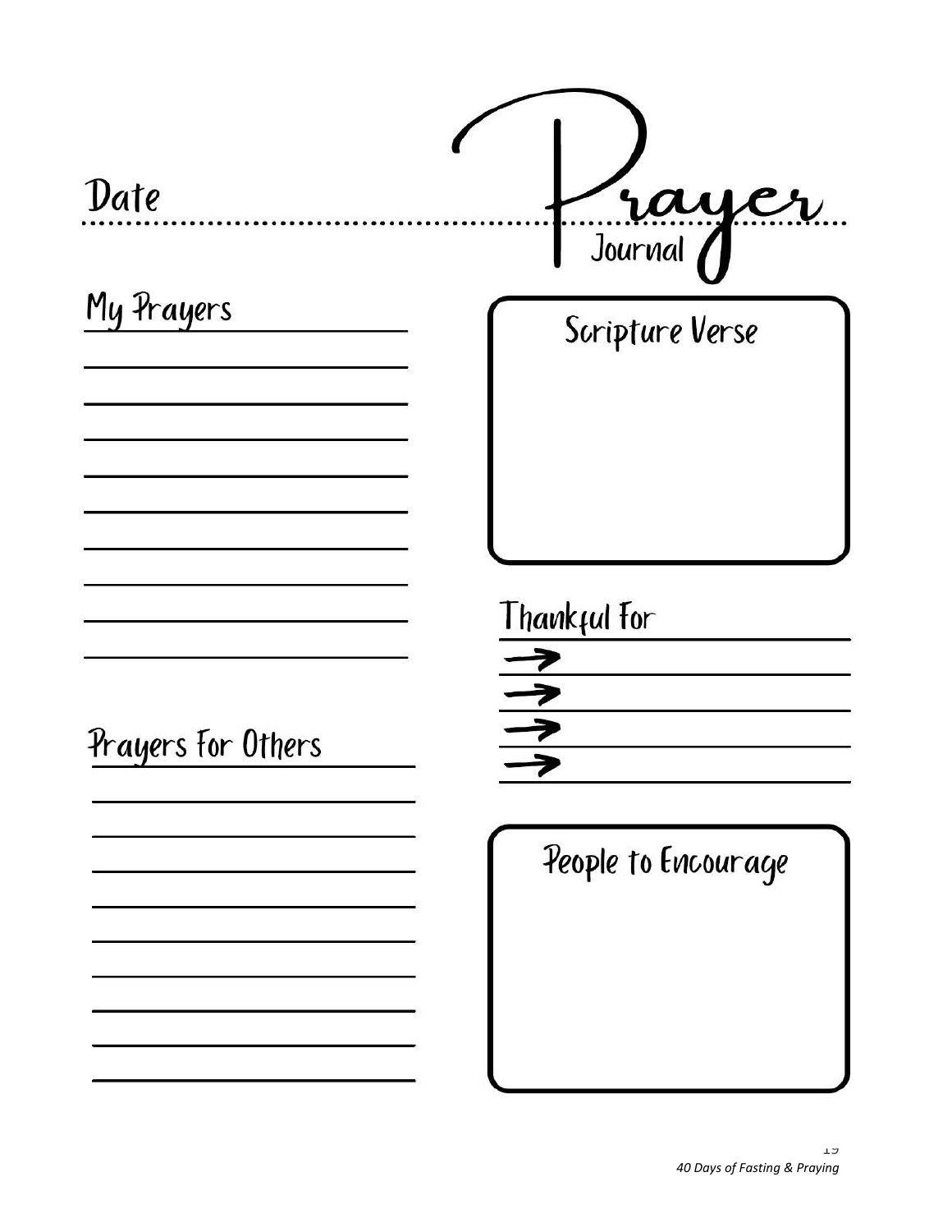# Prayer

Journal

Date

## My Prayers

## Scripture Verse

## Thankful For

## Prayers For Others

## People to Encourage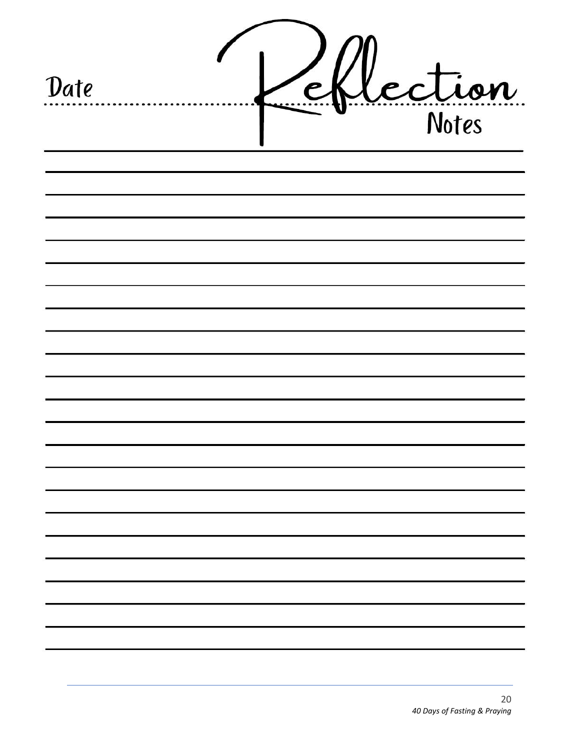Date

# Reflection Notes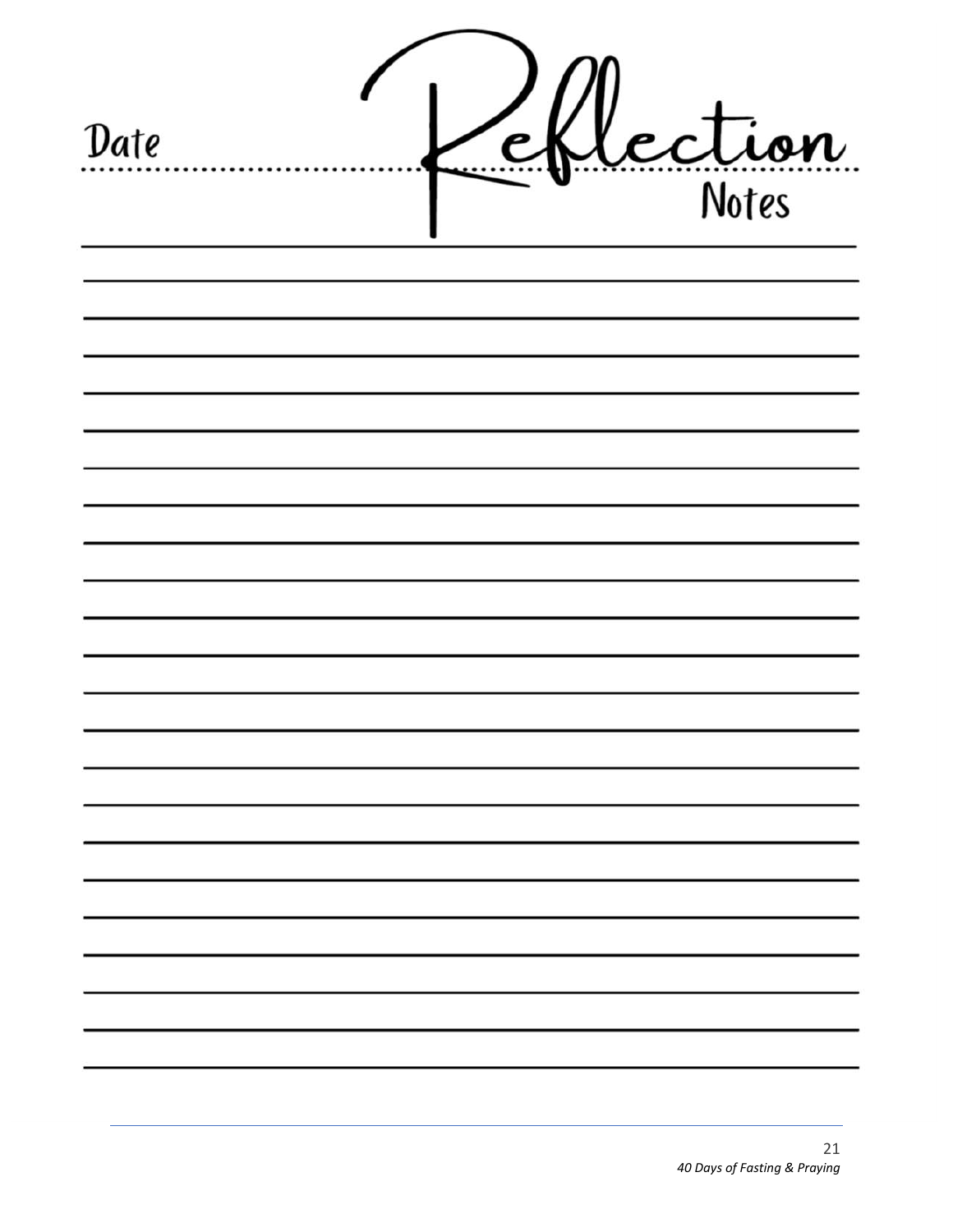Date

# Reflection

Notes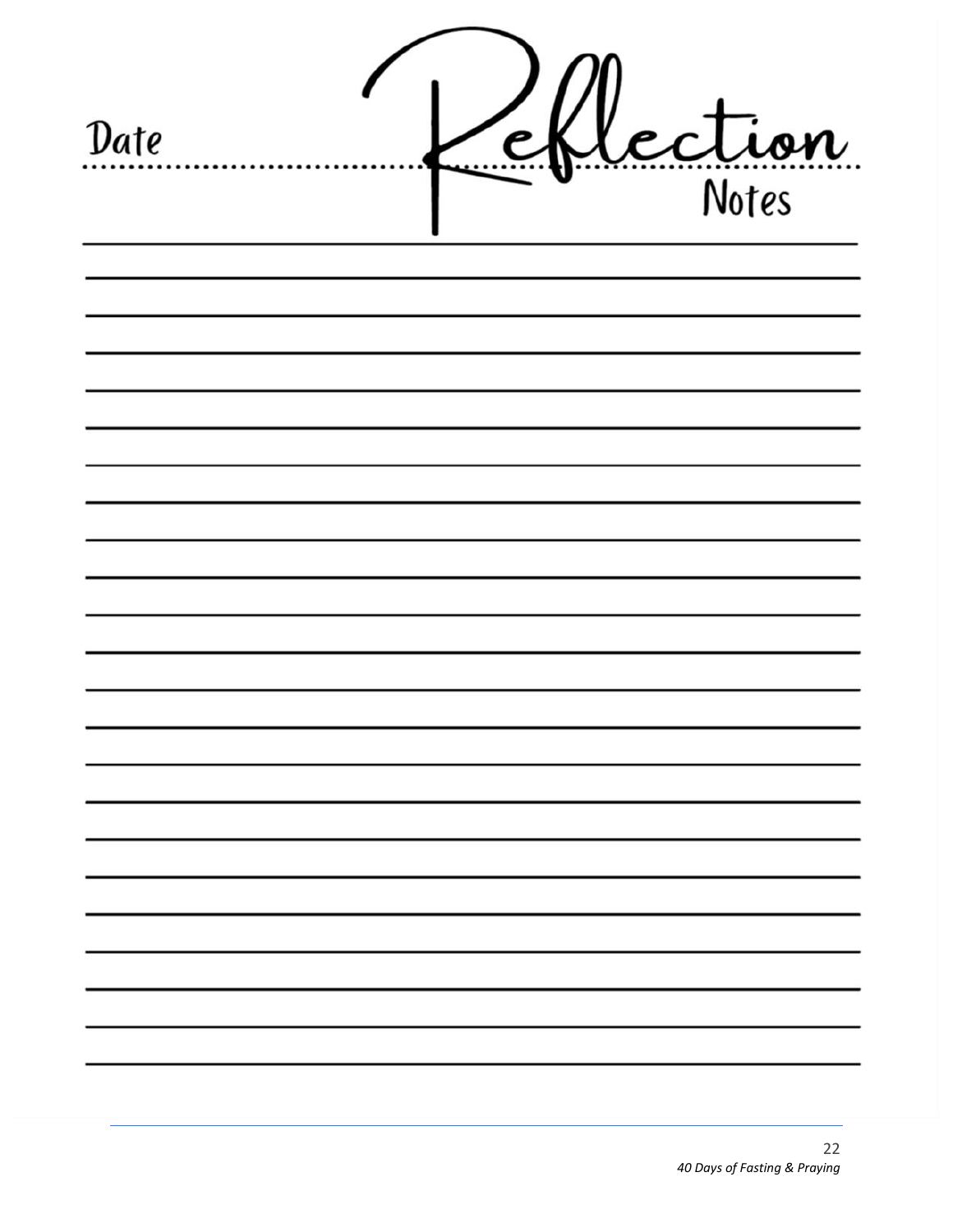Date

# Reflection

Notes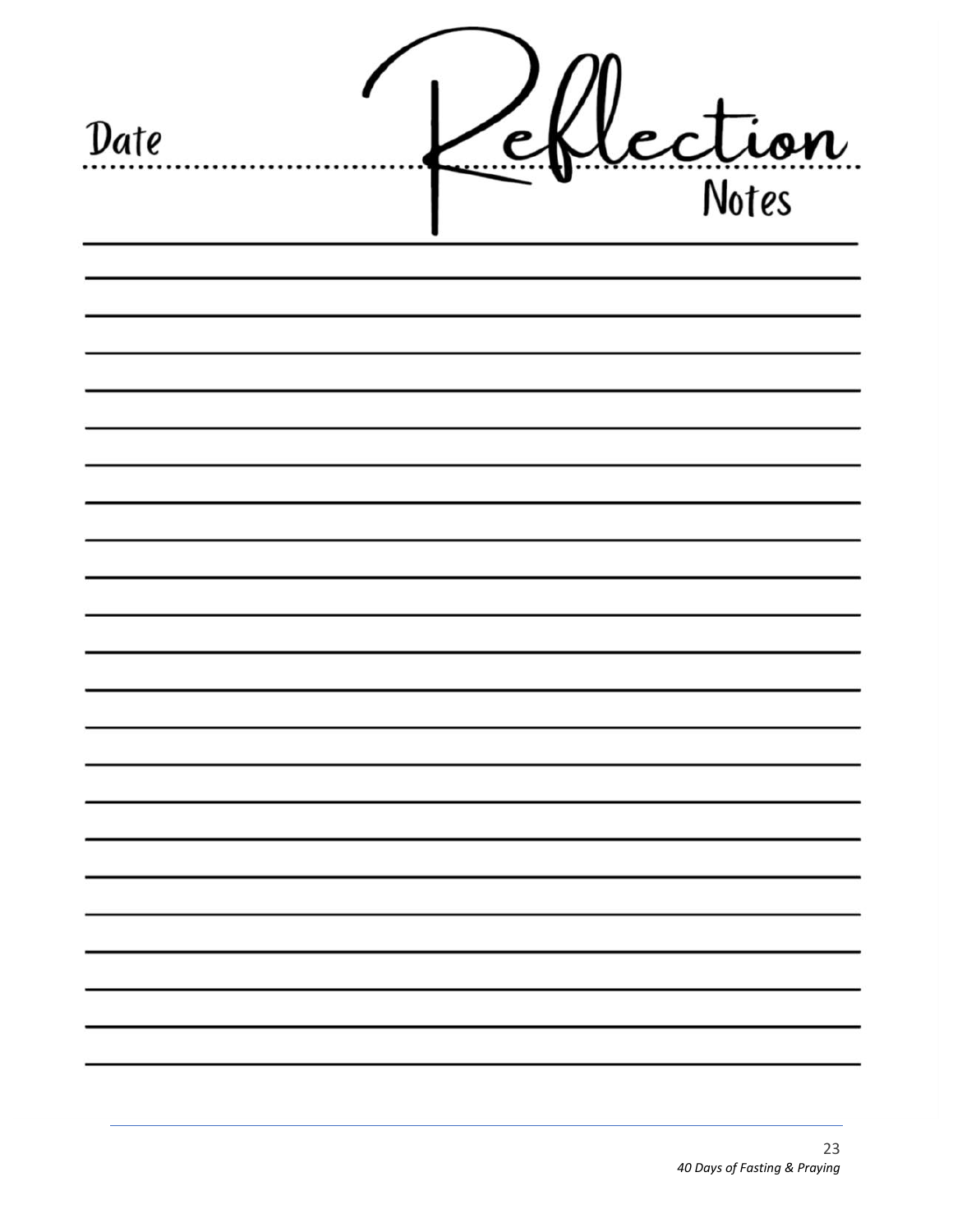Date

# Reflection

Notes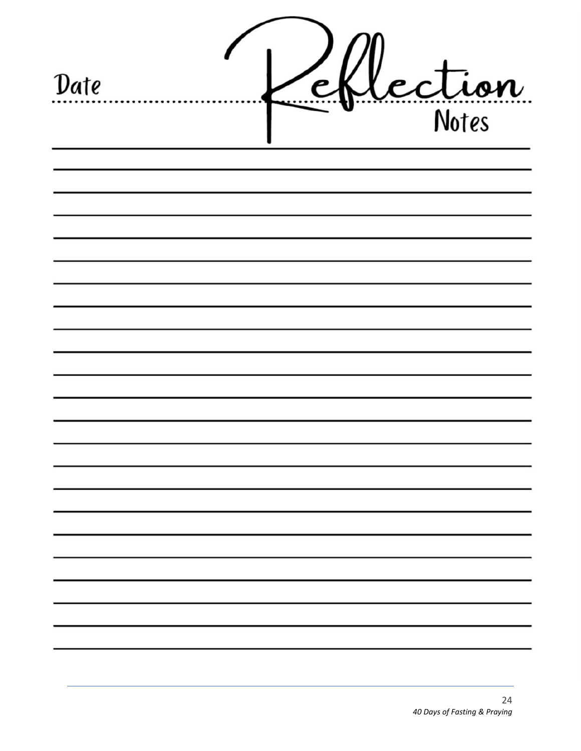# Reflection Notes

Date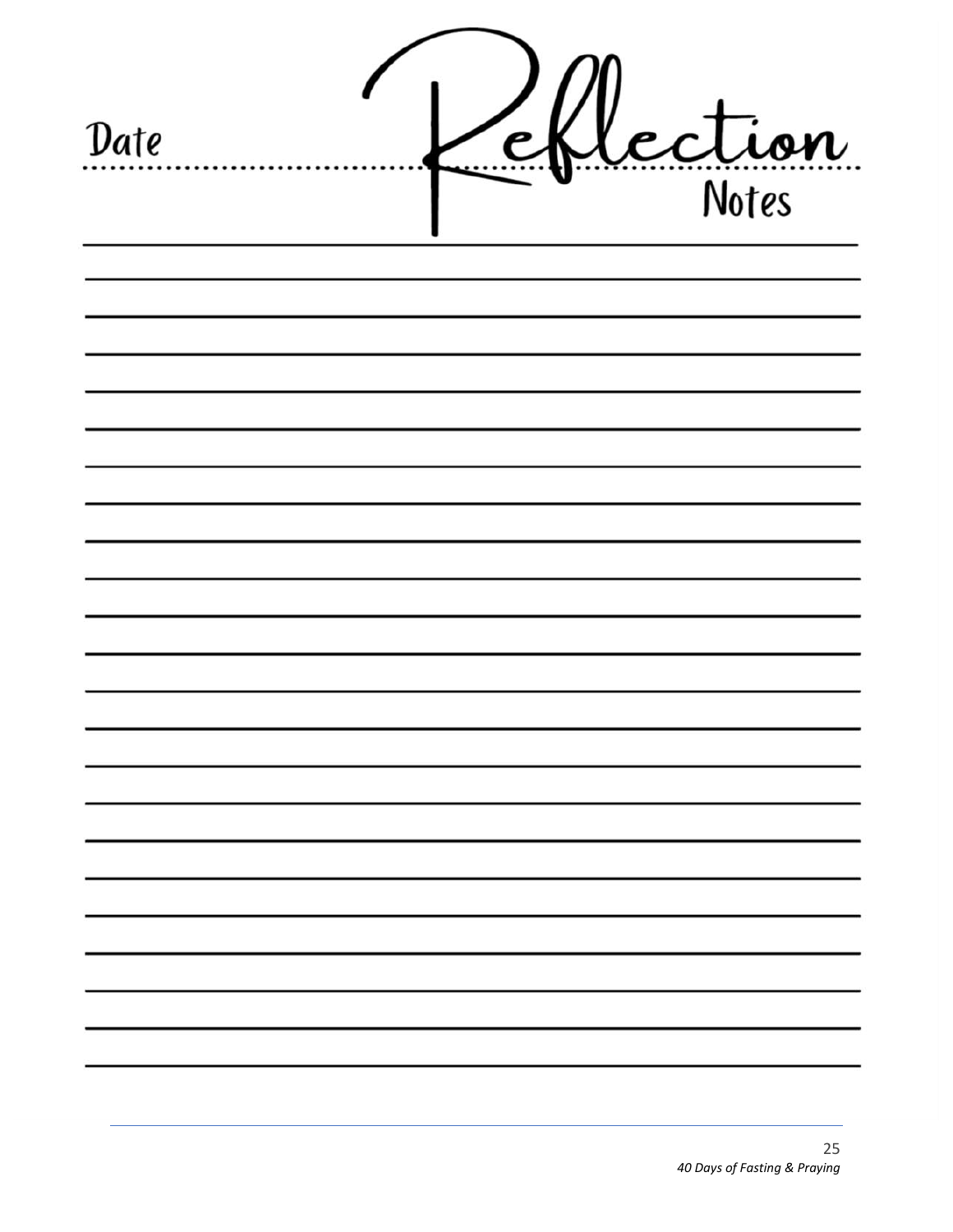# Reflection Notes

Date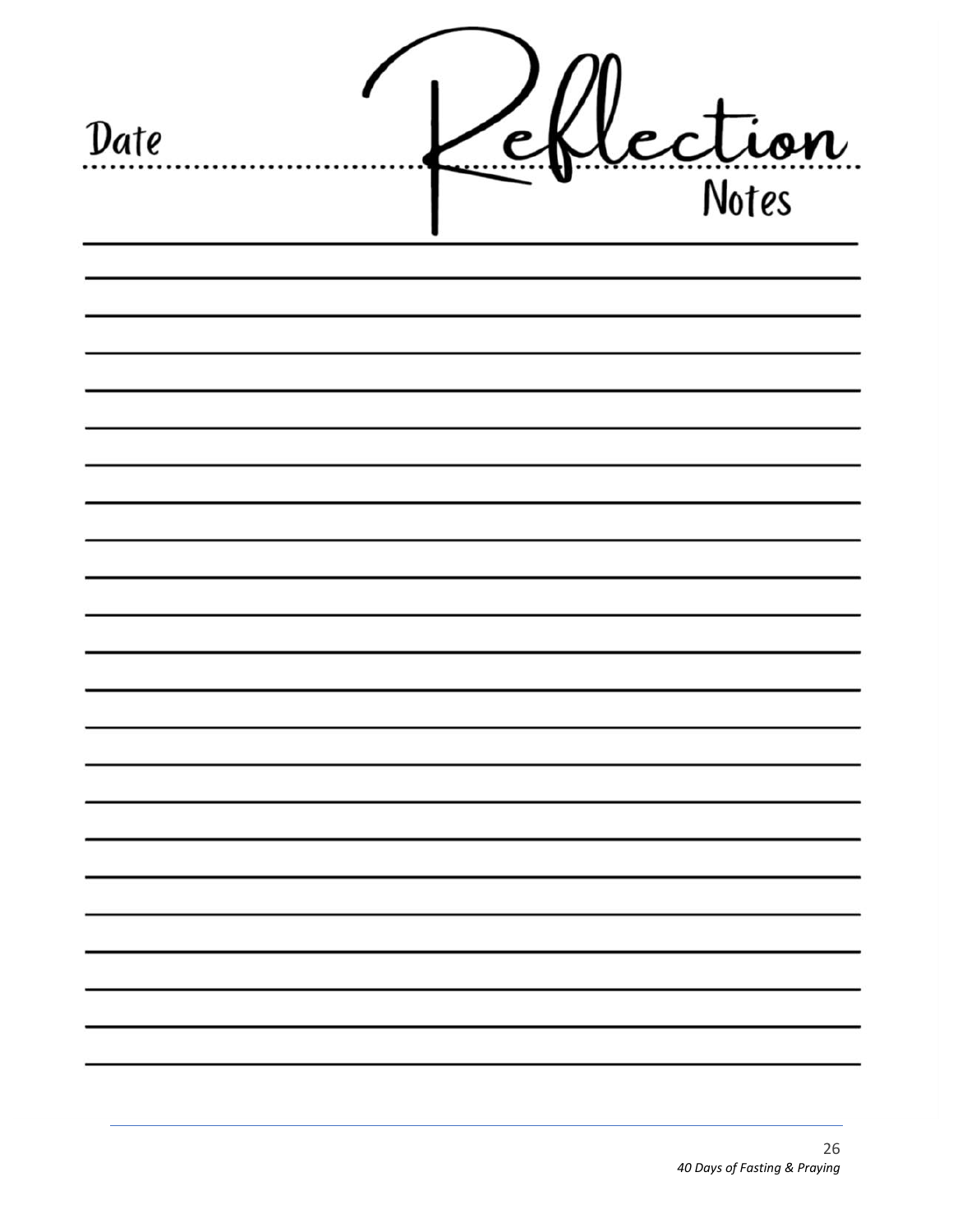Date

# Reflection

Notes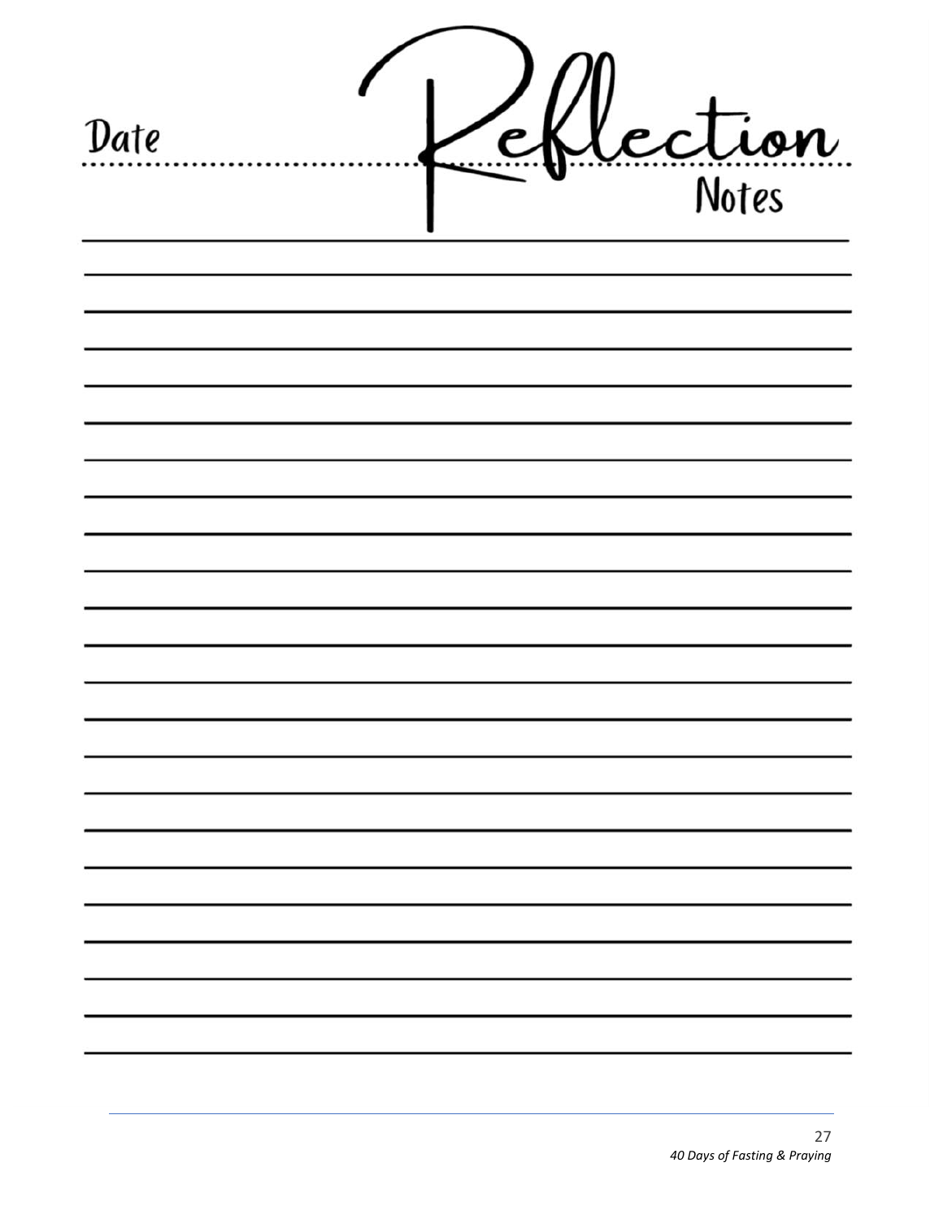Date

# Reflection

Notes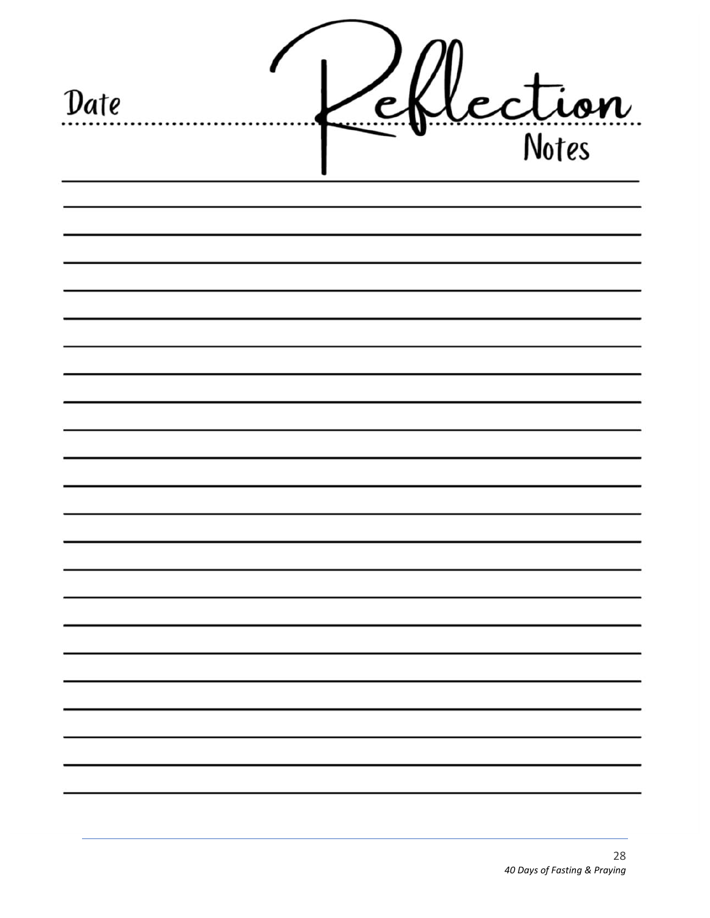Date

# Reflection

Notes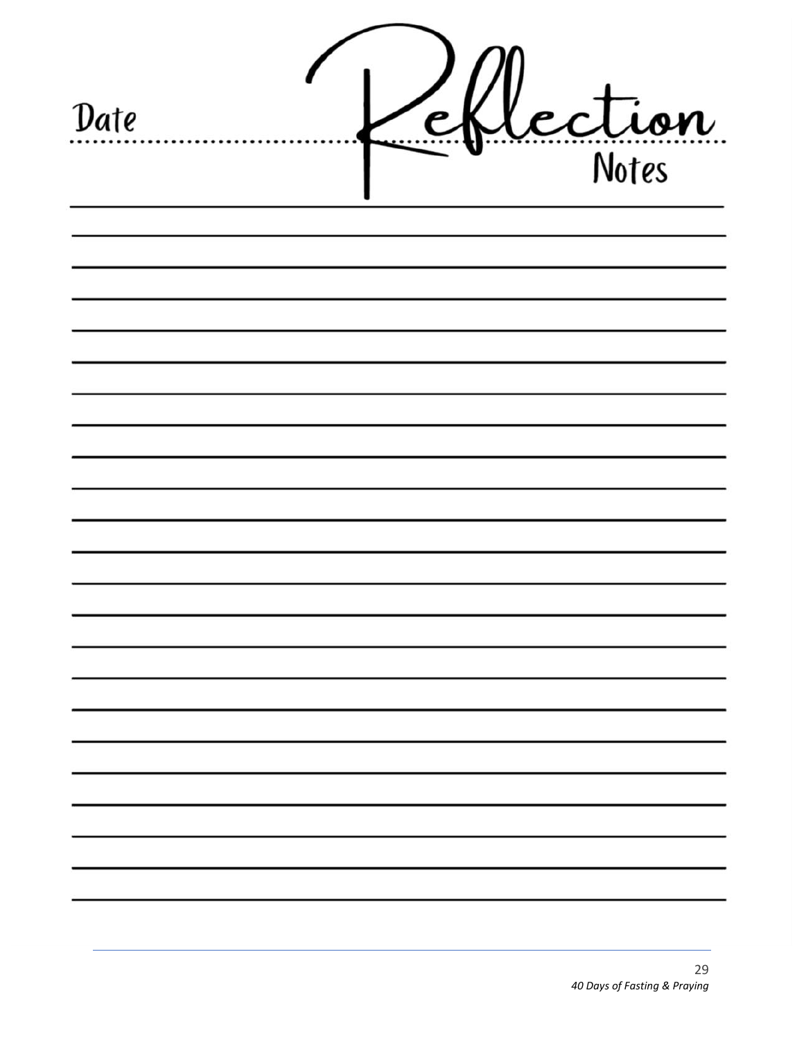Date

# Reflection Notes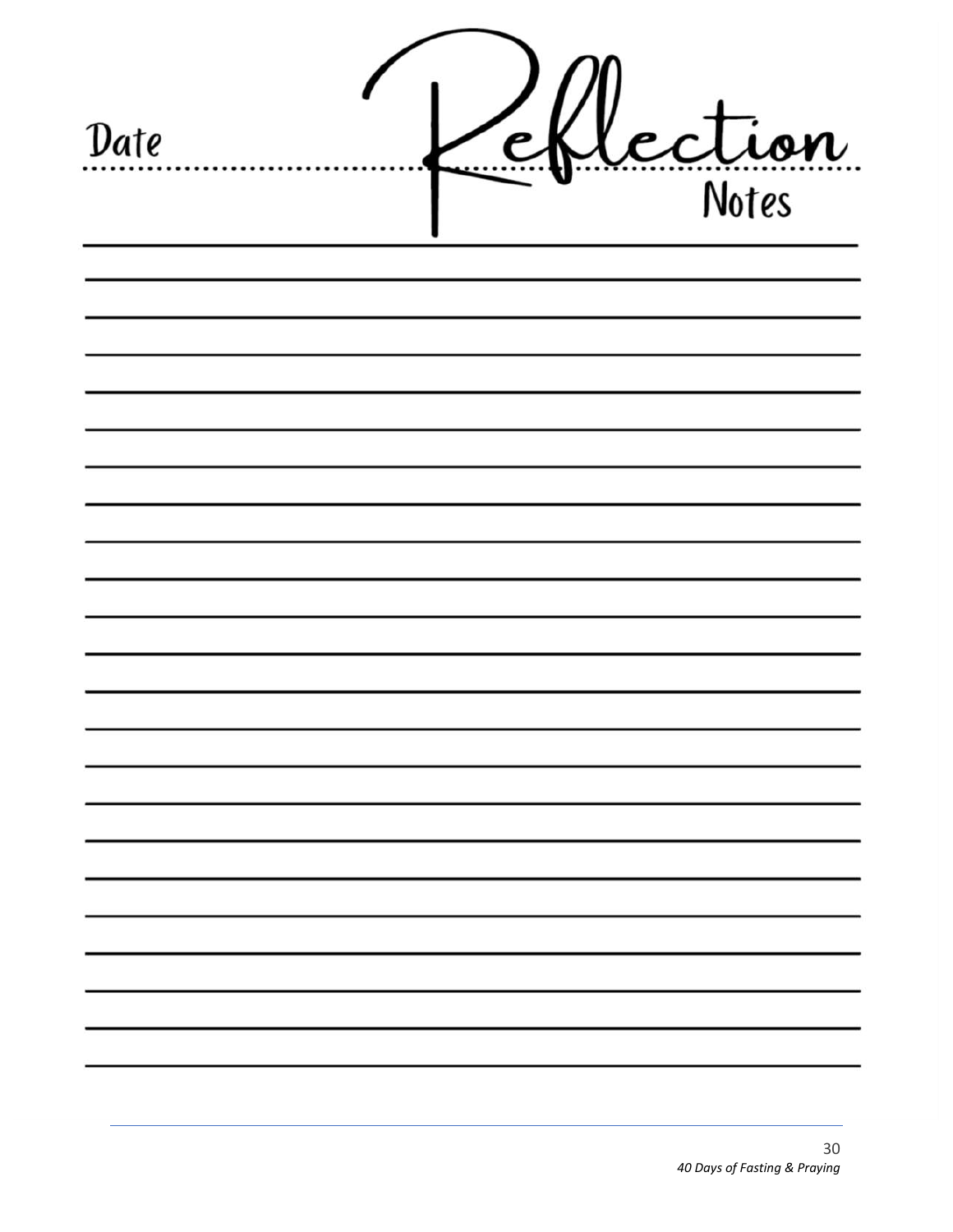Date

# Reflection

Notes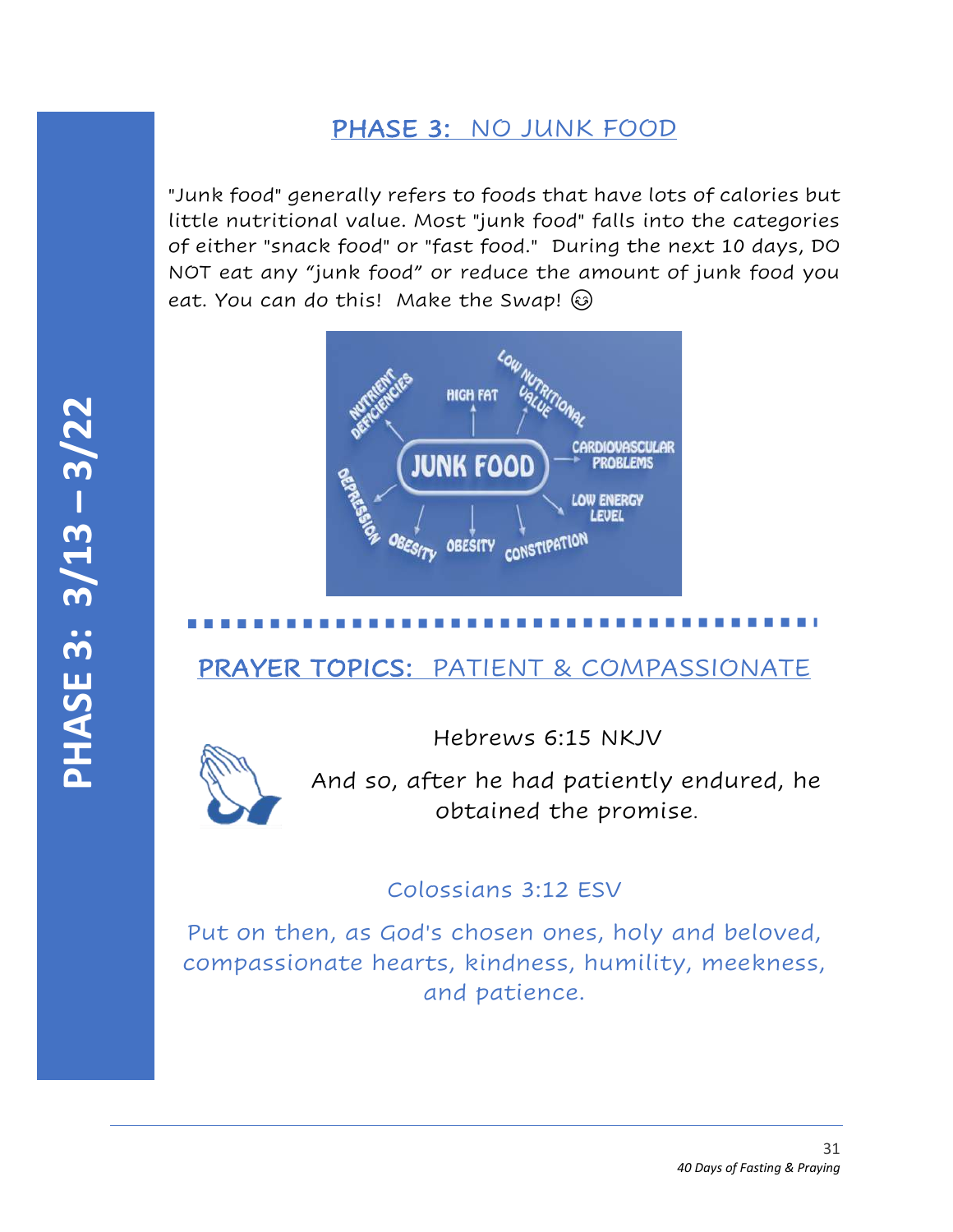## PHASE 3: NO JUNK FOOD

"Junk food" generally refers to foods that have lots of calories but little nutritional value. Most "junk food" falls into the categories of either "snack food" or "fast food." During the next 10 days, DO NOT eat any "junk food" or reduce the amount of junk food you eat. You can do this! Make the Swap! 😉

## PRAYER TOPICS: PATIENT & COMPASSIONATE

Hebrews 6:15 NKJV

And so, after he had patiently endured, he obtained the promise.

Colossians 3:12 ESV

Put on then, as God's chosen ones, holy and beloved, compassionate hearts, kindness, humility, meekness, and patience.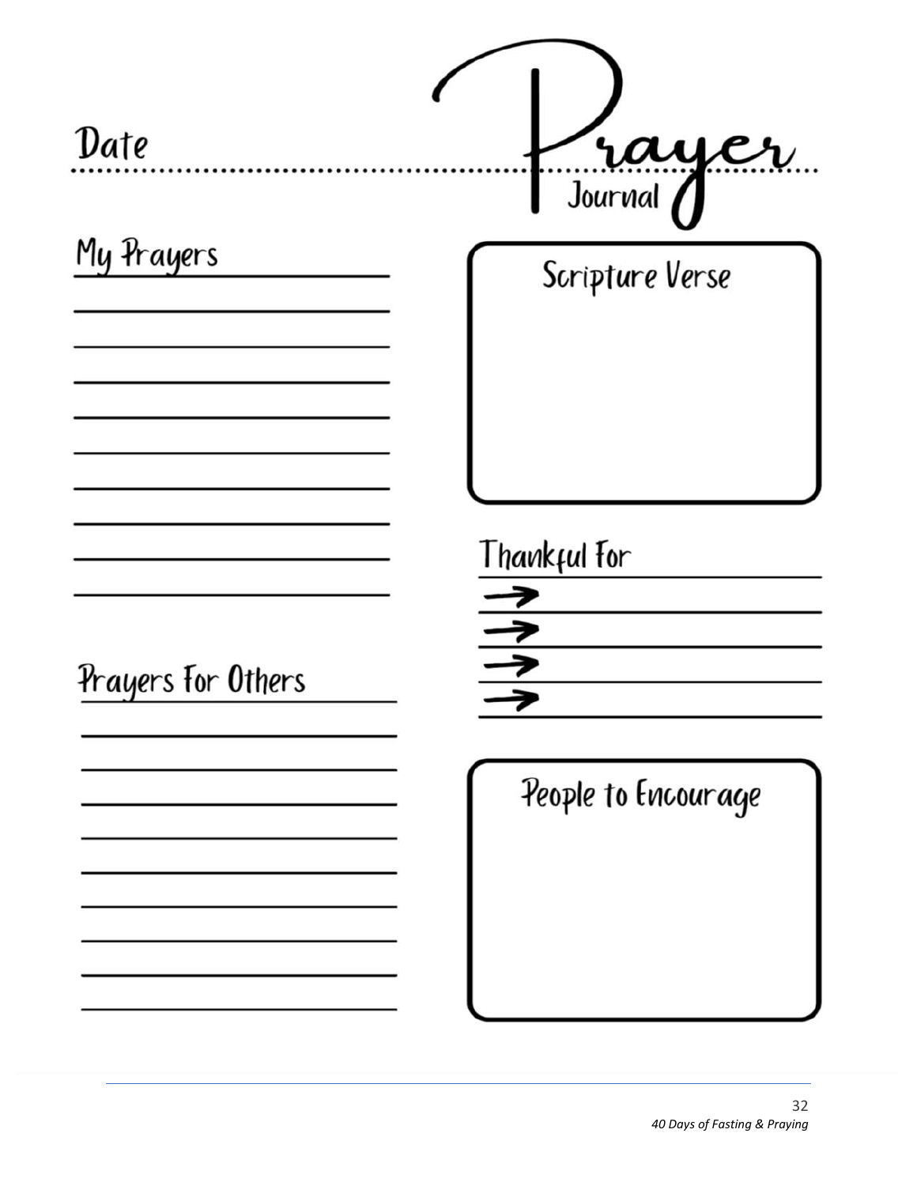# Prayer Journal

Date

## My Prayers

## Scripture Verse

## Thankful For

→

→

→

→

## Prayers For Others

## People to Encourage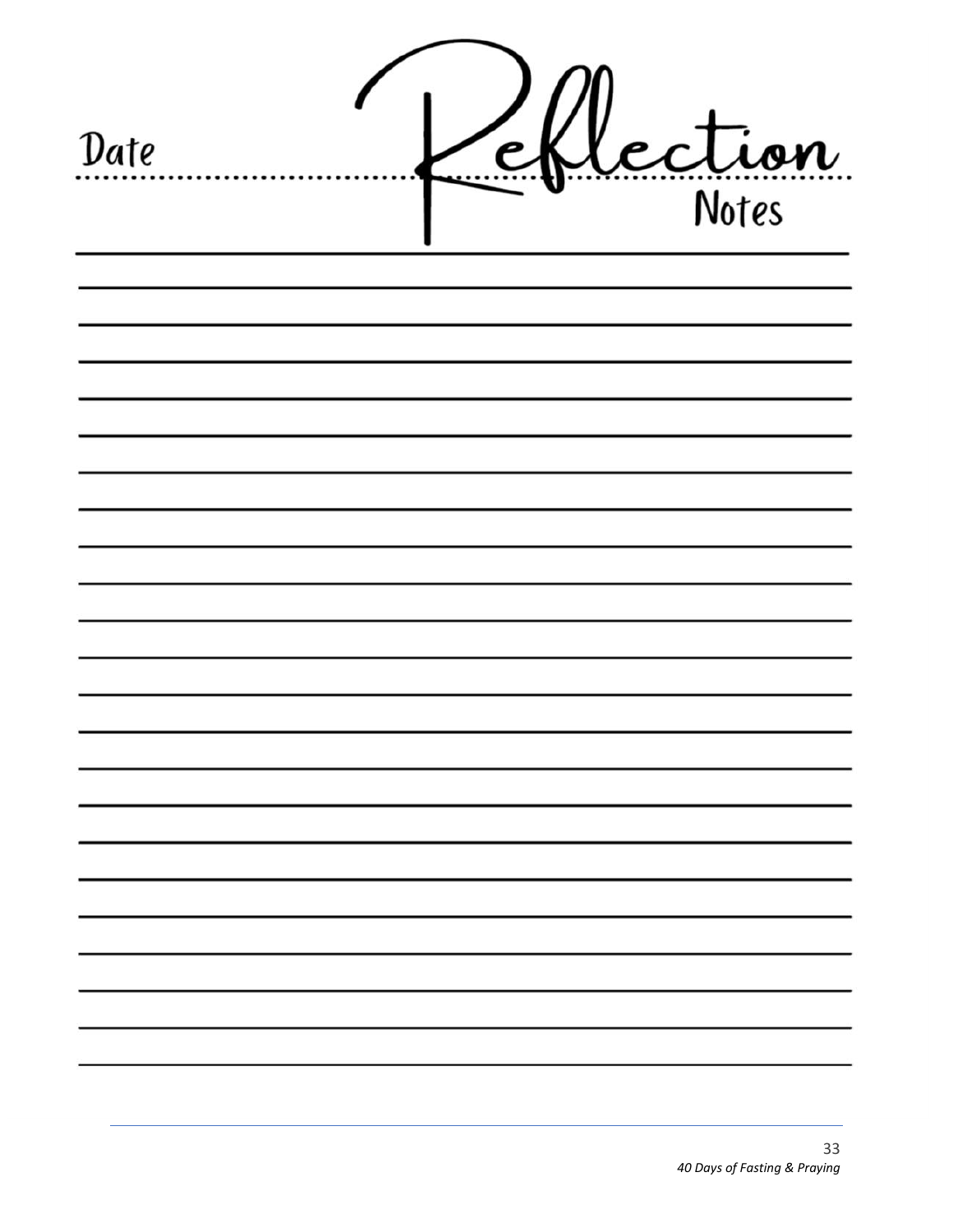Date

# Reflection

Notes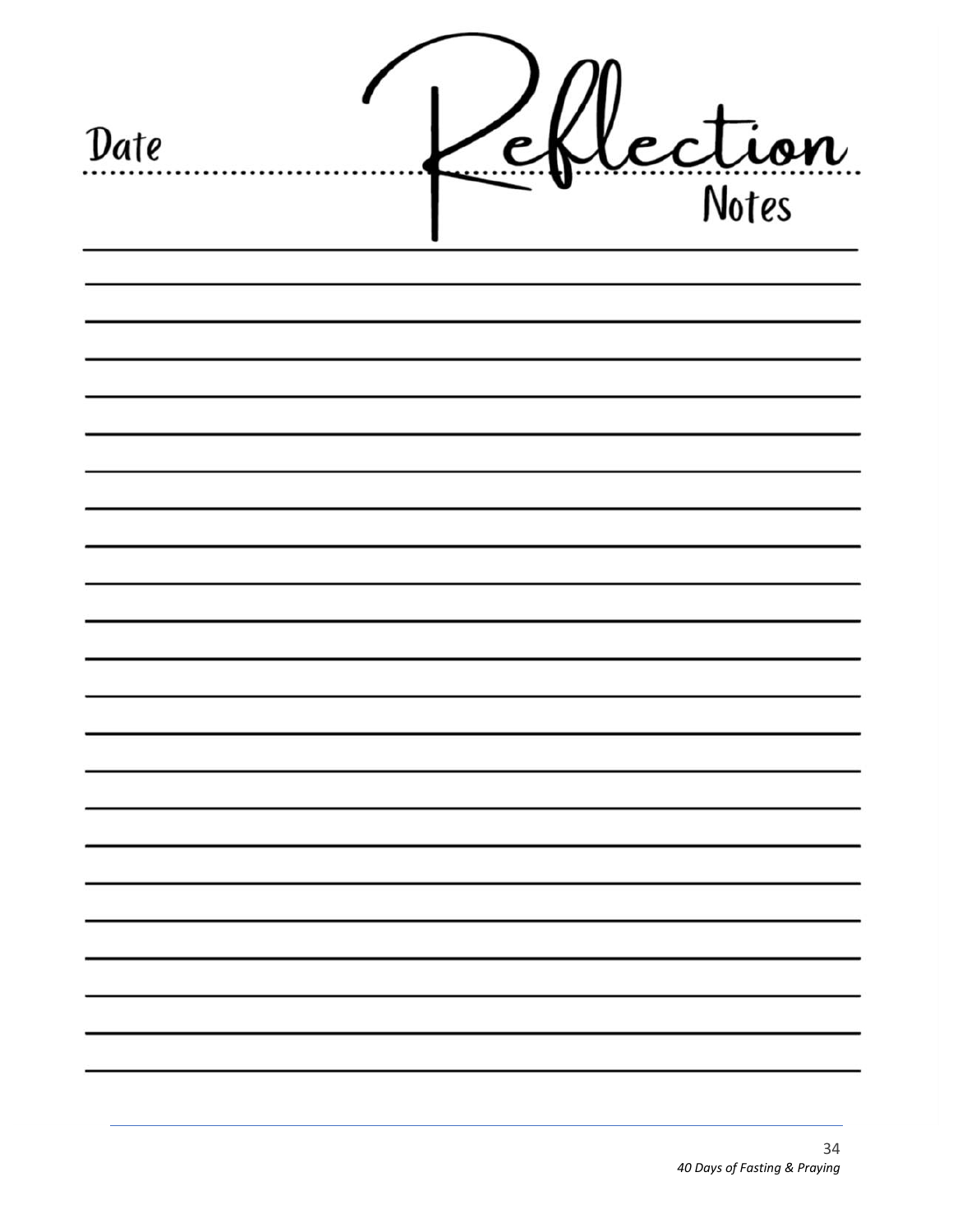Date

# Reflection

Notes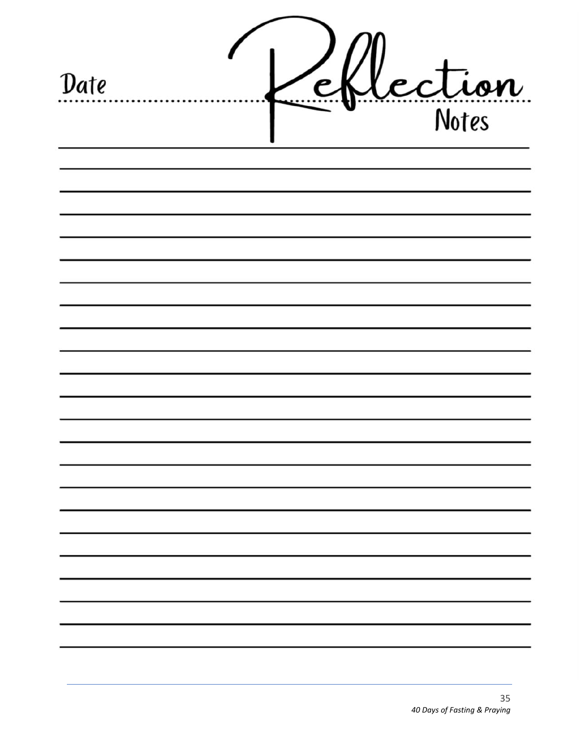# Reflection Notes

Date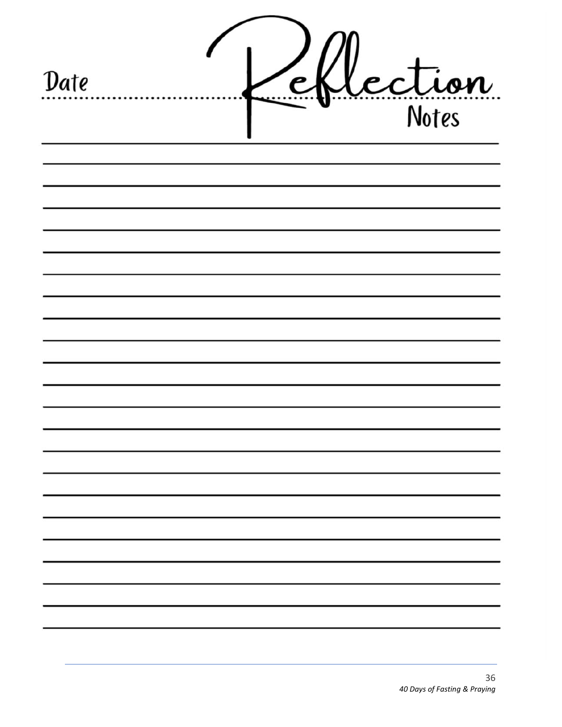Date

# Reflection Notes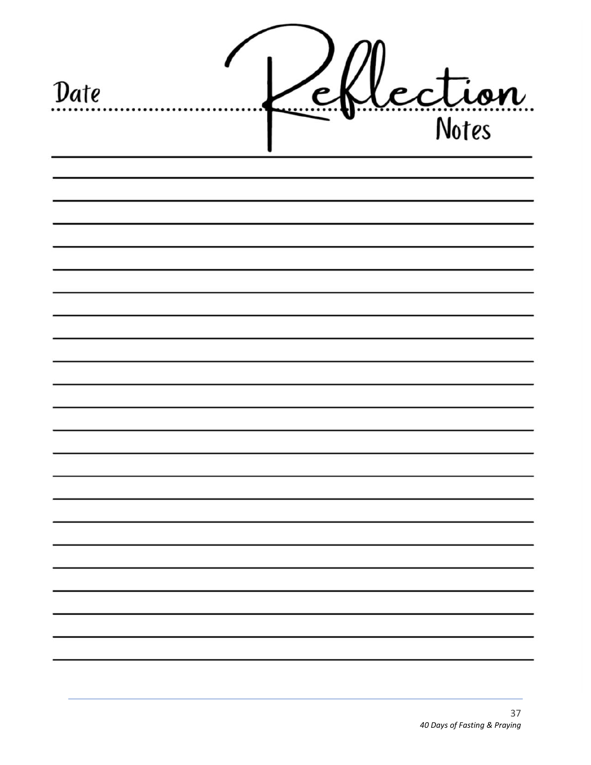# Reflection Notes

Date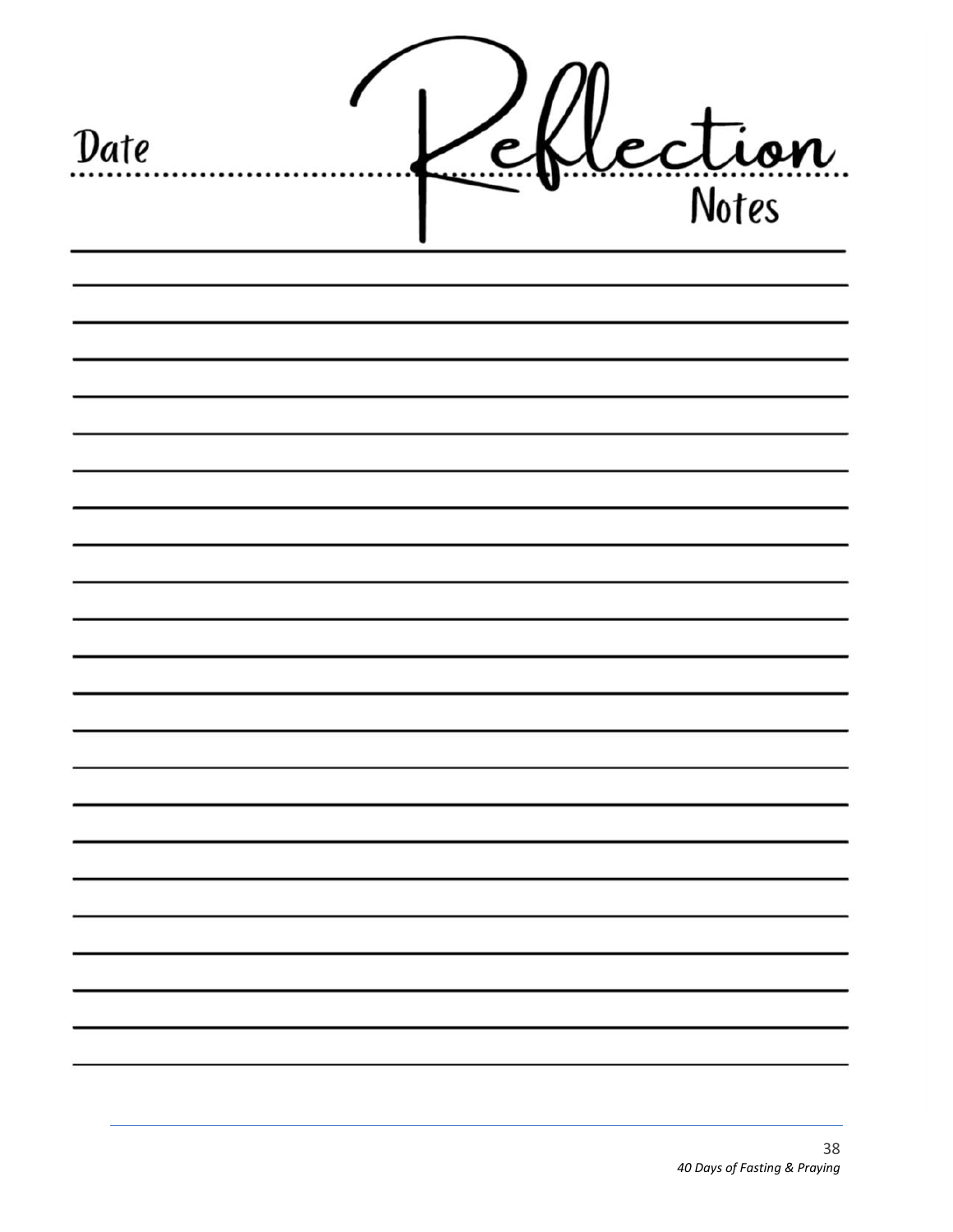Date

# Reflection Notes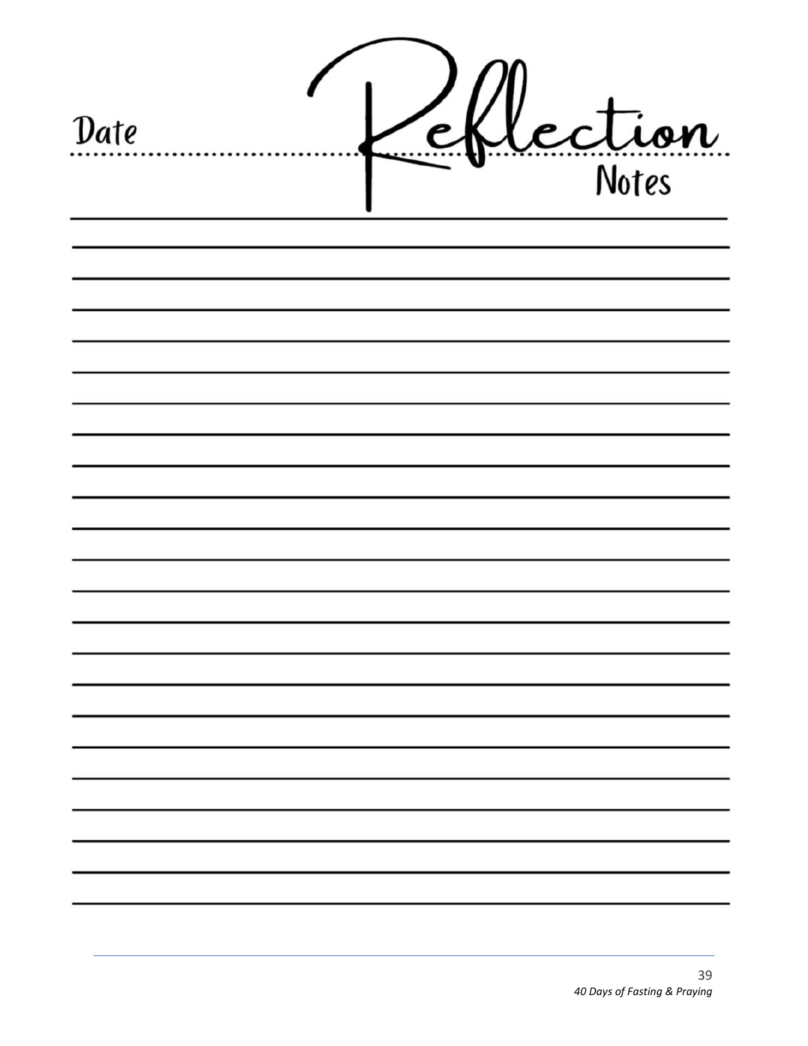Date

# Reflection

Notes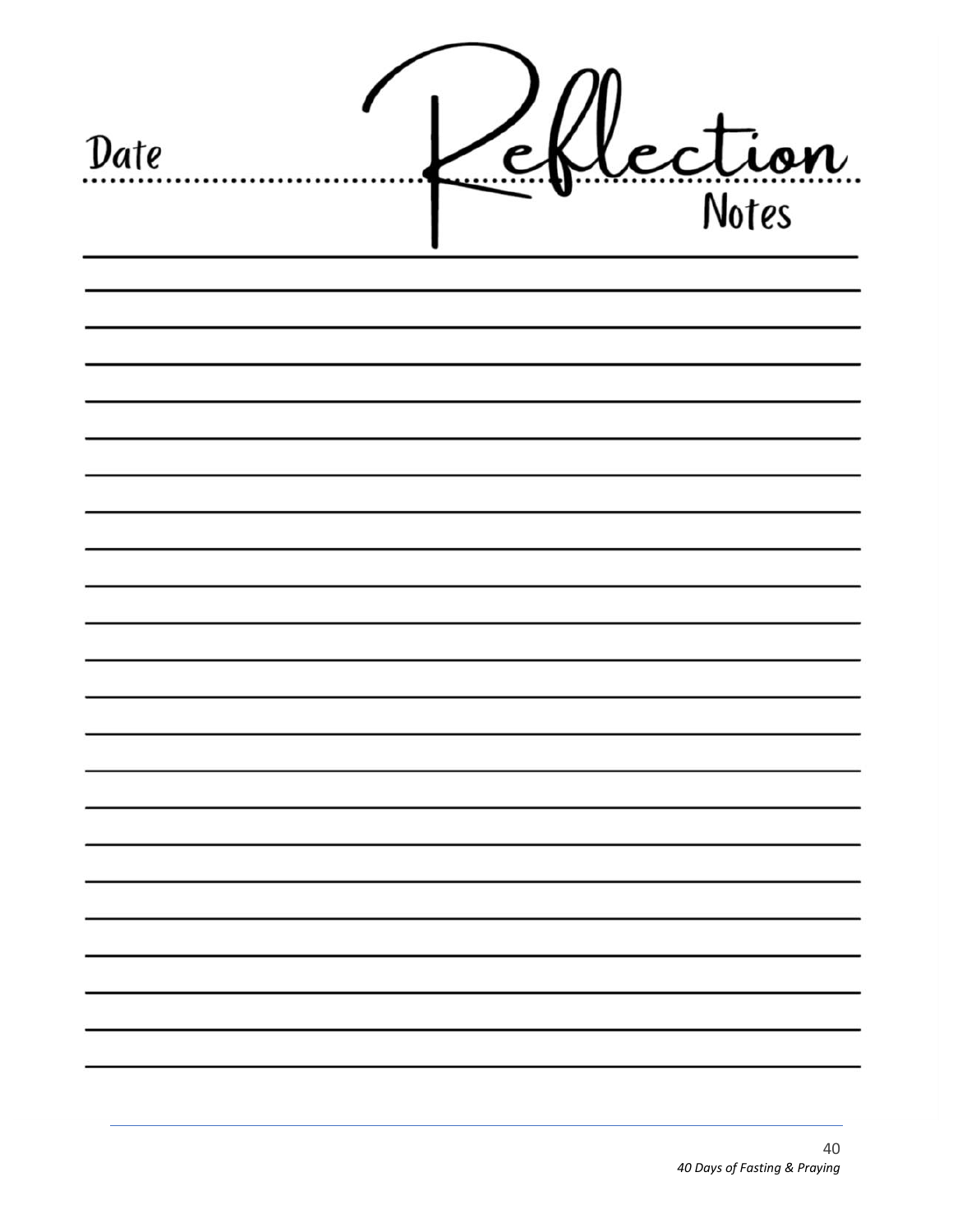Date

# Reflection

Notes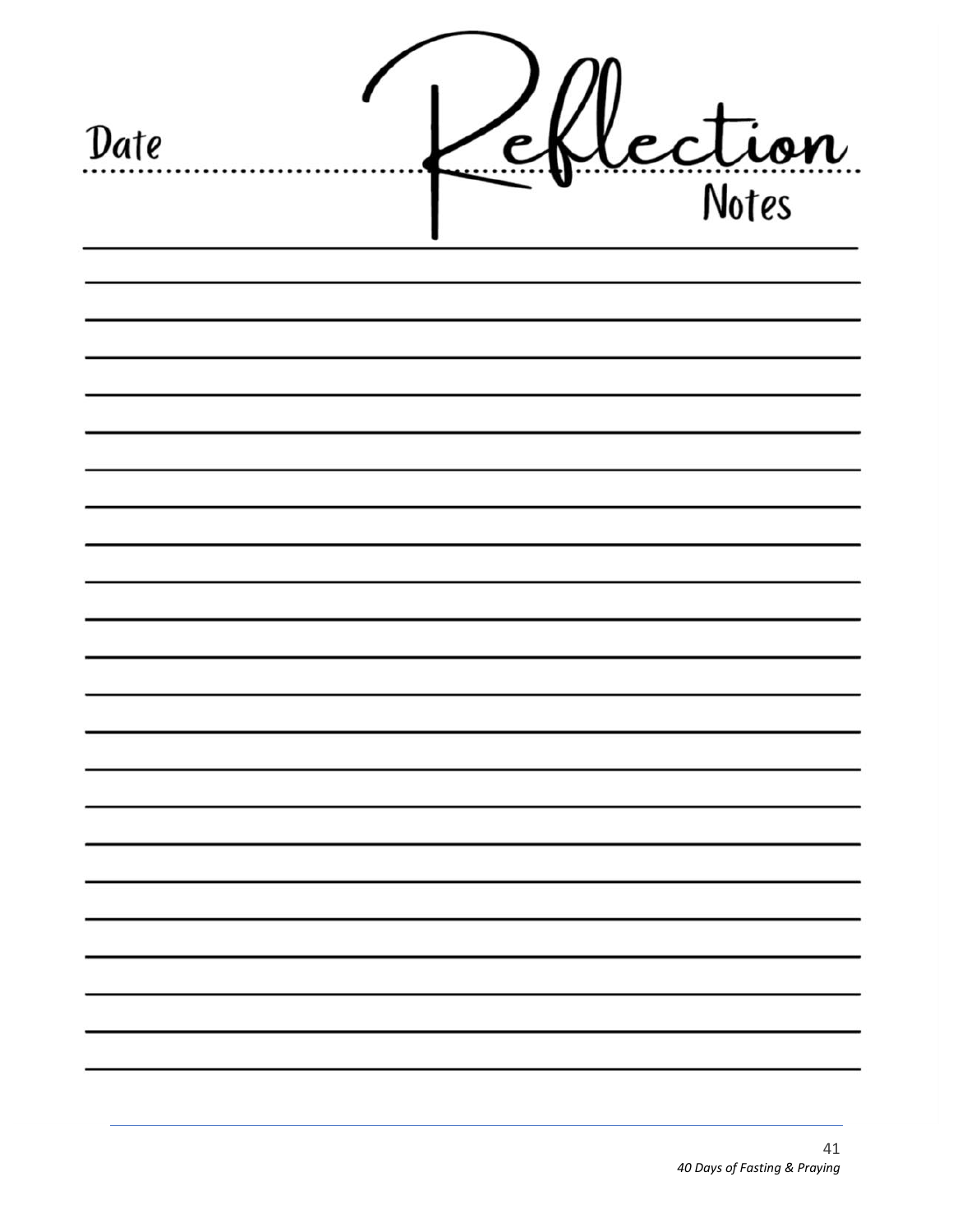Date

# Reflection Notes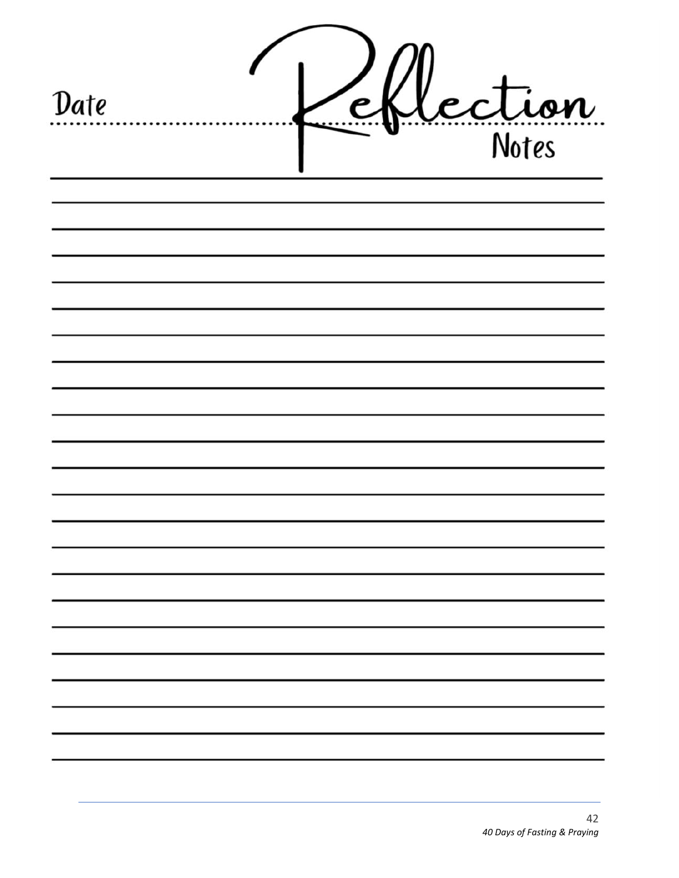Date ............................ **Reflection** Notes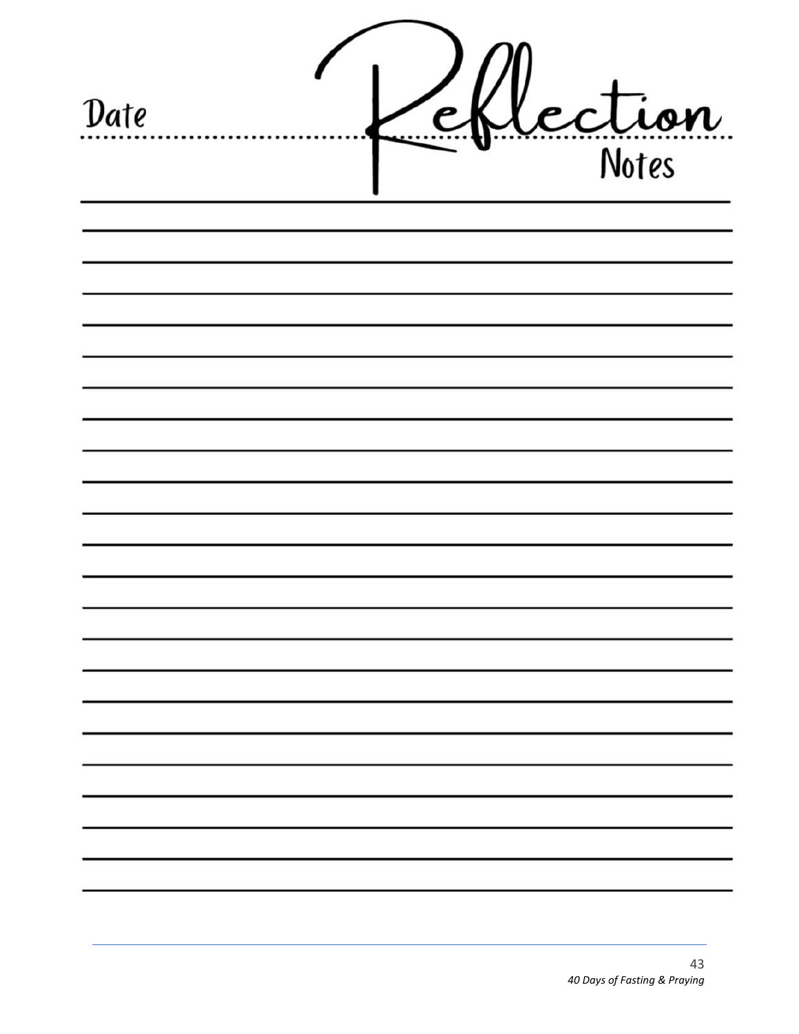Date ............................................

# Reflection Notes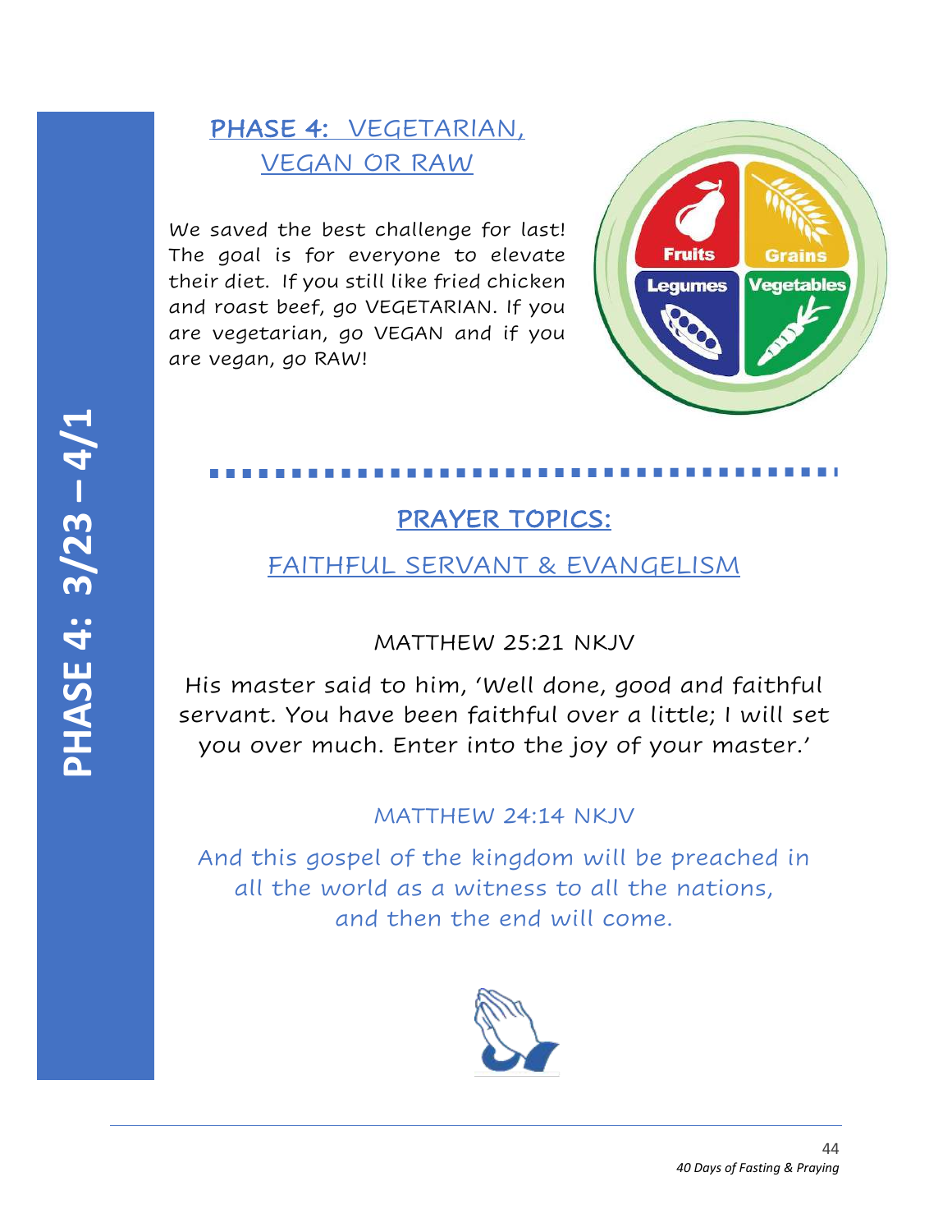PHASE 4: 3/23 – 4/1

## PHASE 4: VEGETARIAN, VEGAN OR RAW

We saved the best challenge for last! The goal is for everyone to elevate their diet. If you still like fried chicken and roast beef, go VEGETARIAN. If you are vegetarian, go VEGAN and if you are vegan, go RAW!

## PRAYER TOPICS:

### FAITHFUL SERVANT & EVANGELISM

MATTHEW 25:21 NKJV

His master said to him, 'Well done, good and faithful servant. You have been faithful over a little; I will set you over much. Enter into the joy of your master.'

MATTHEW 24:14 NKJV

And this gospel of the kingdom will be preached in all the world as a witness to all the nations, and then the end will come.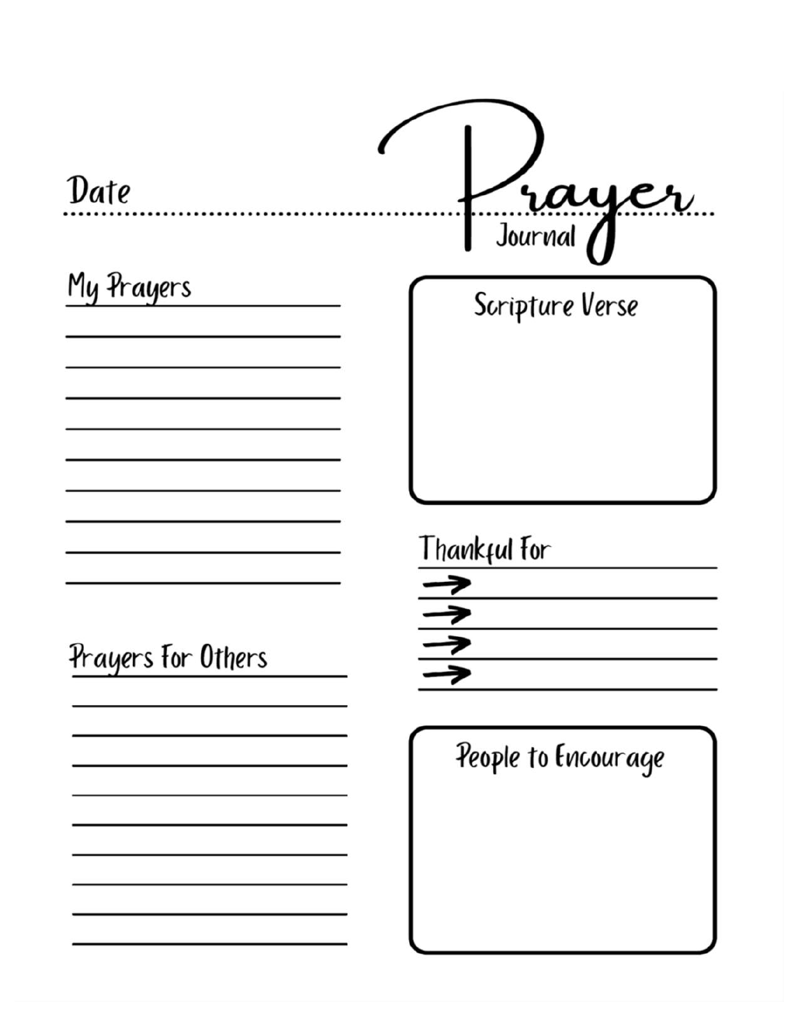# Prayer Journal

Date

## My Prayers

## Scripture Verse

## Thankful For

→

→

→

→

## Prayers For Others

## People to Encourage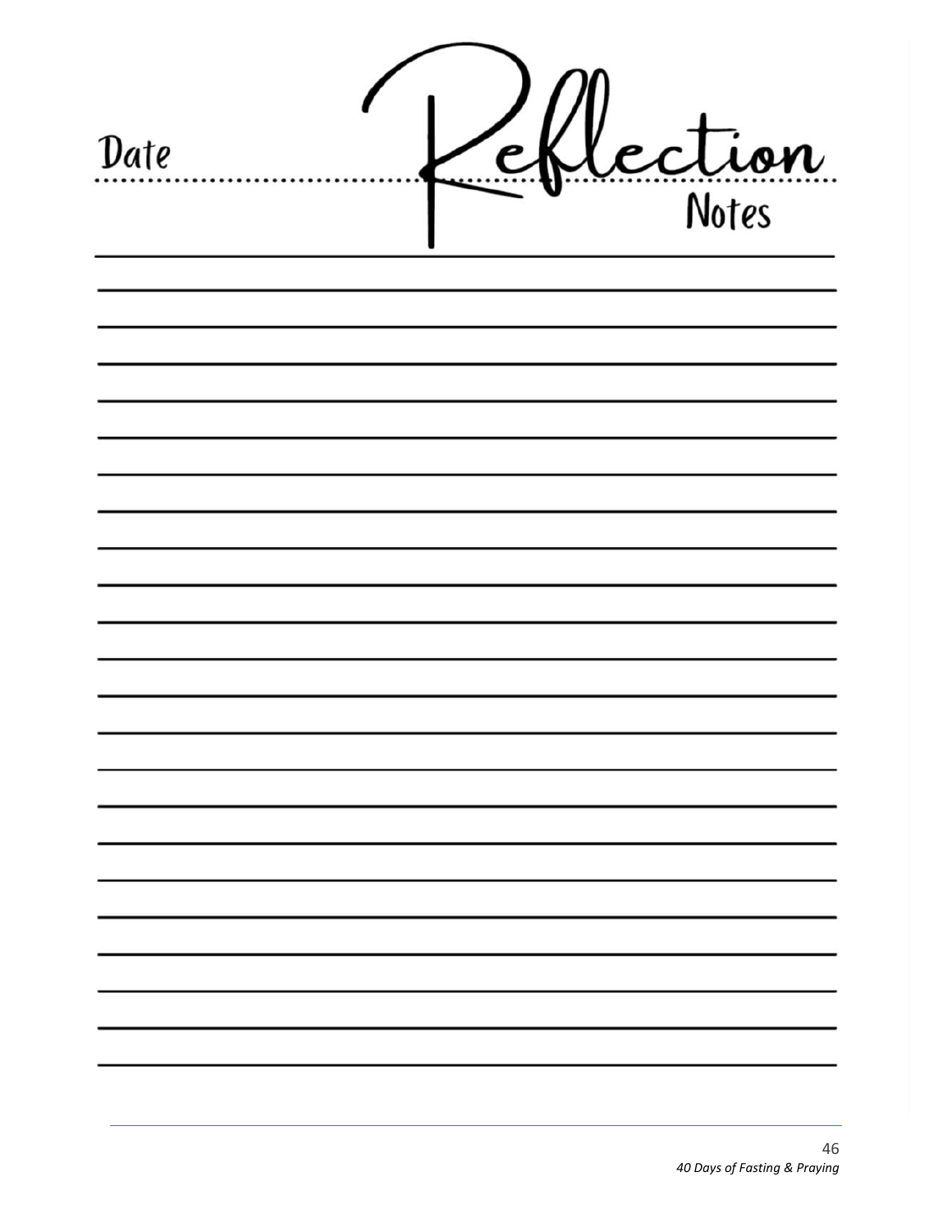Date ................................ **Reflection** Notes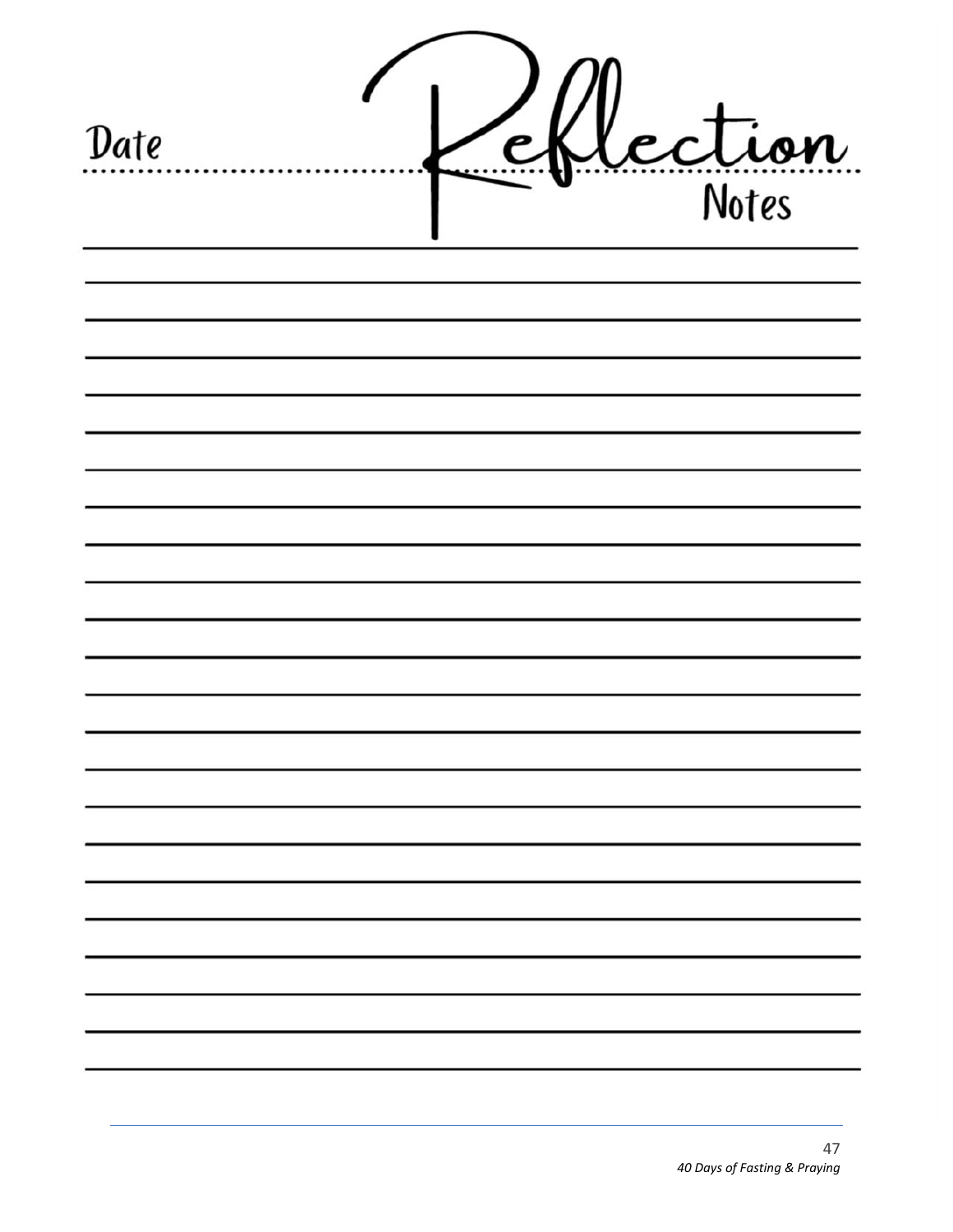Date

# Reflection

Notes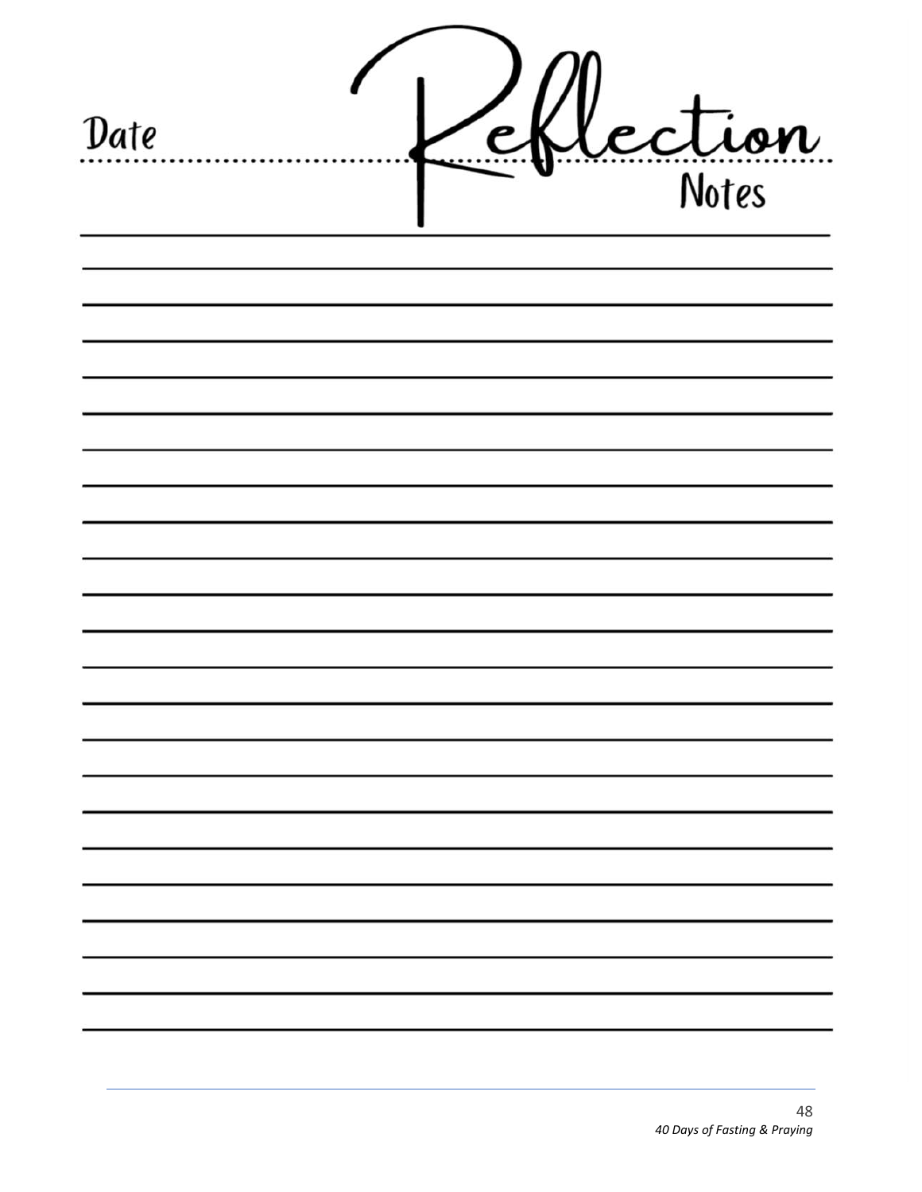Date

# Reflection

Notes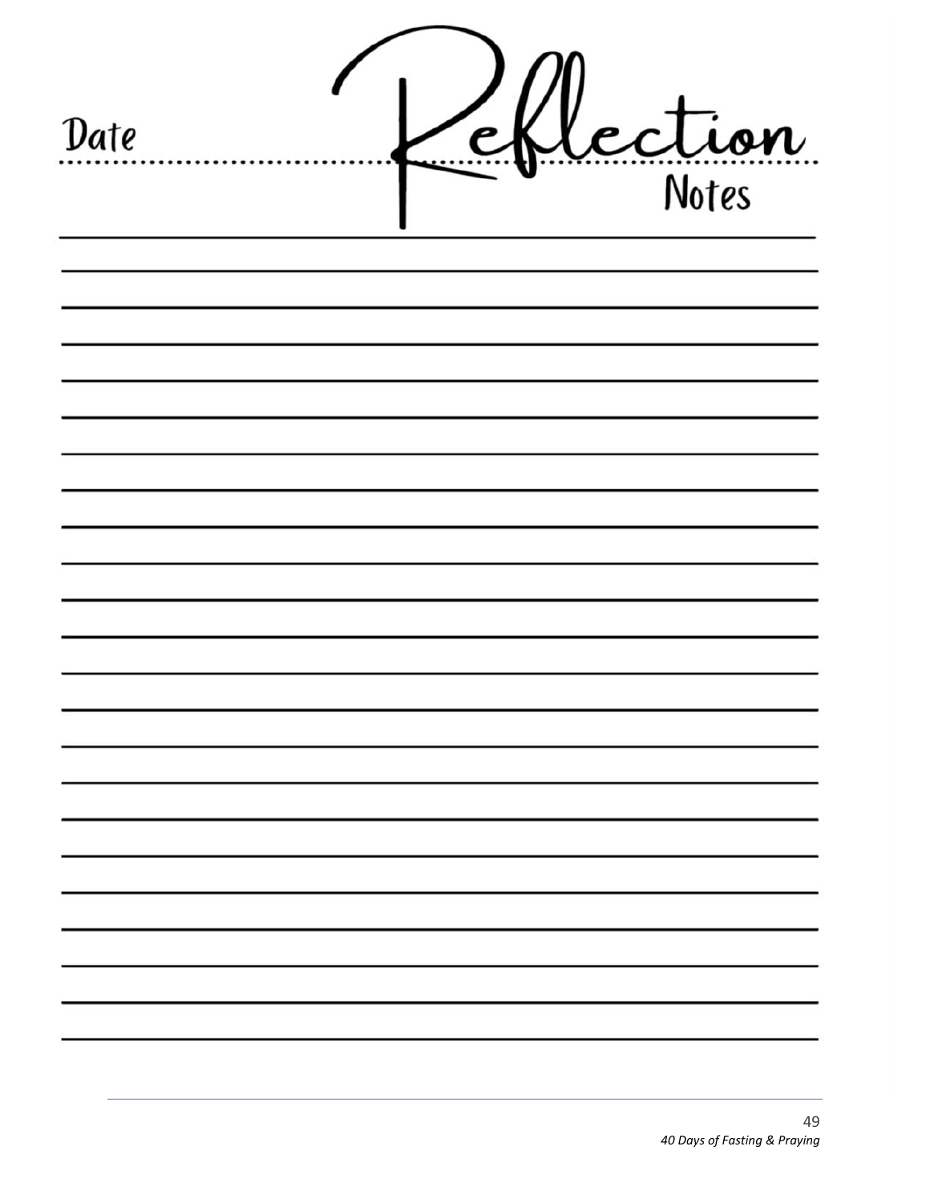# Reflection Notes

Date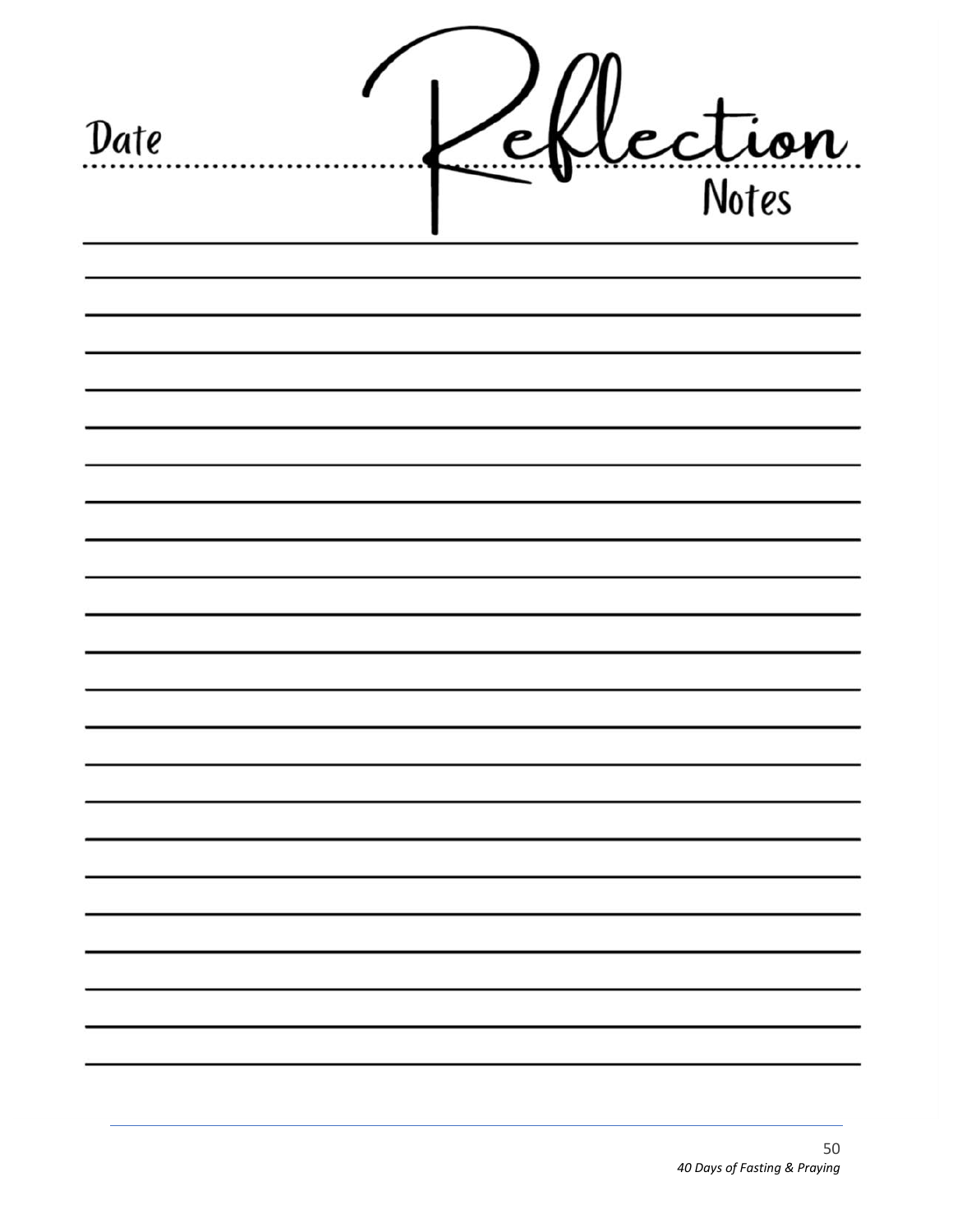Date

# Reflection

Notes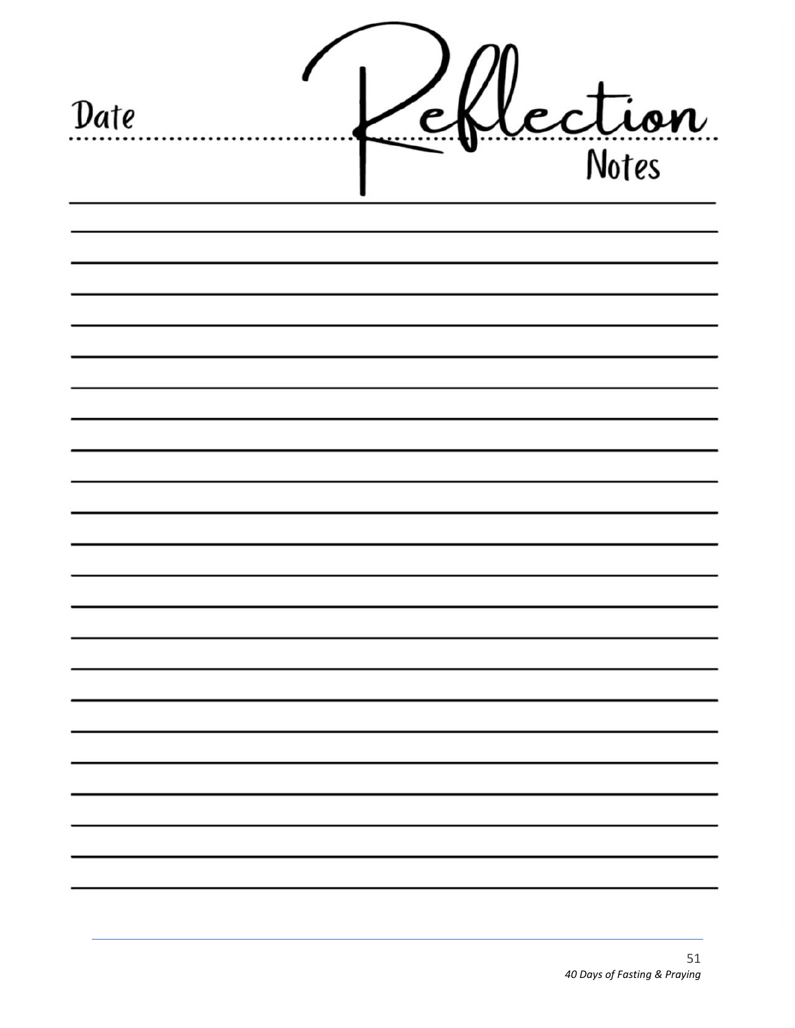# Reflection Notes

Date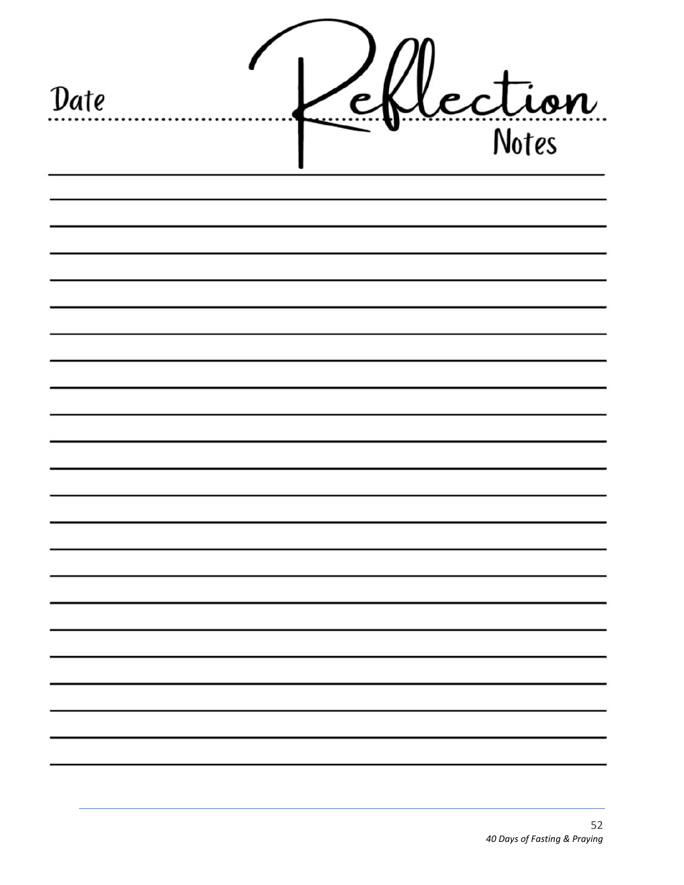Date

# Reflection

Notes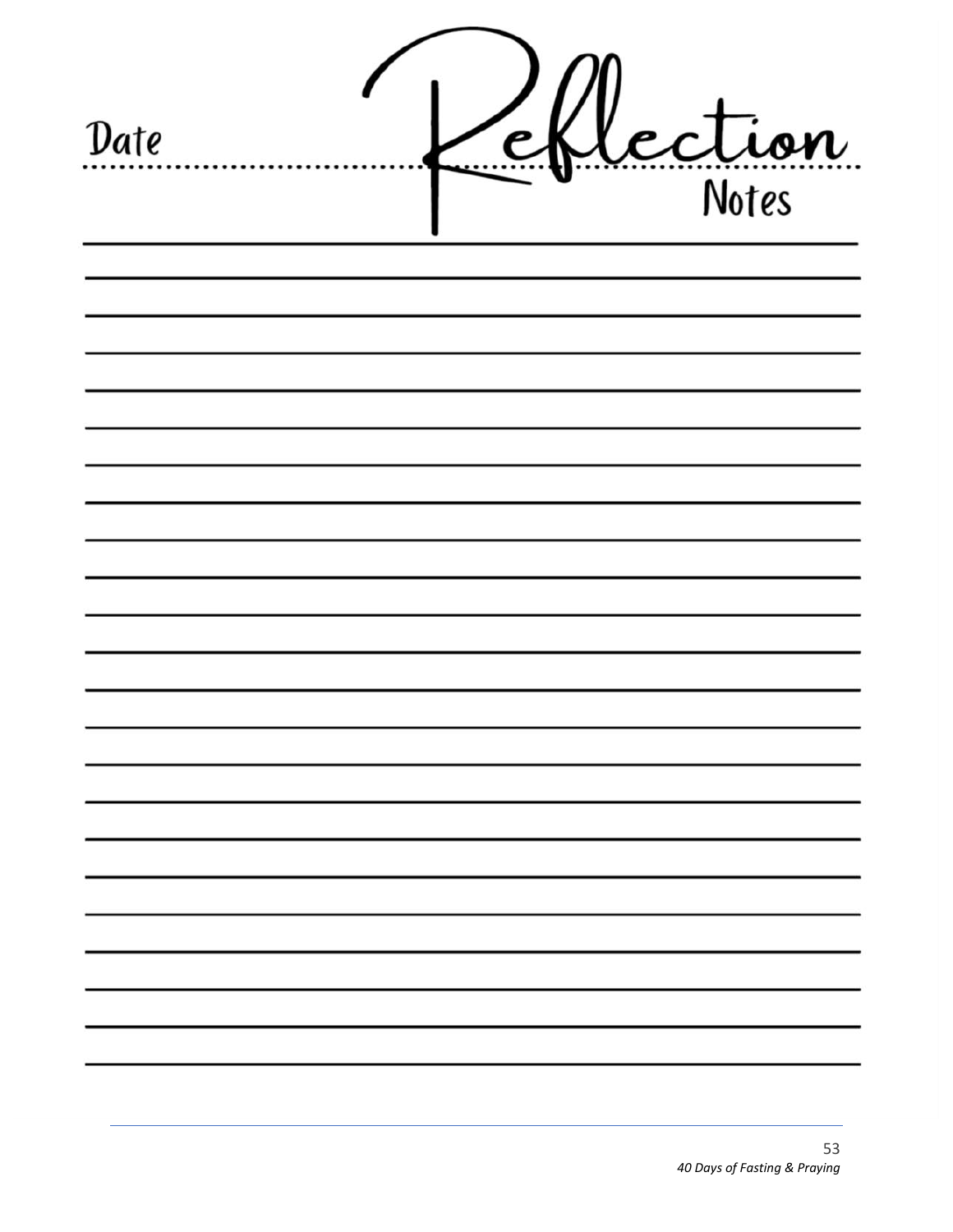Date

# Reflection

Notes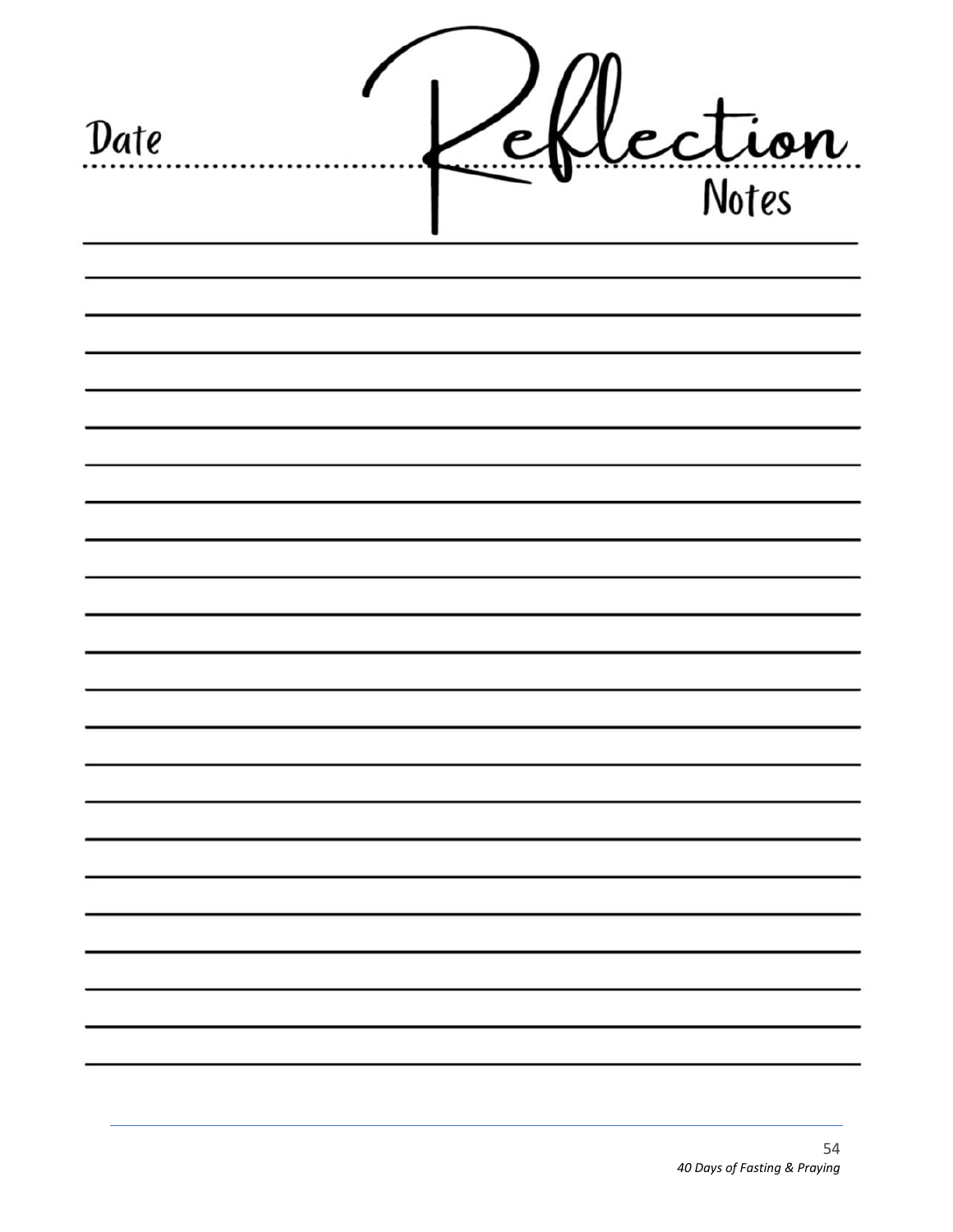Date

# Reflection

Notes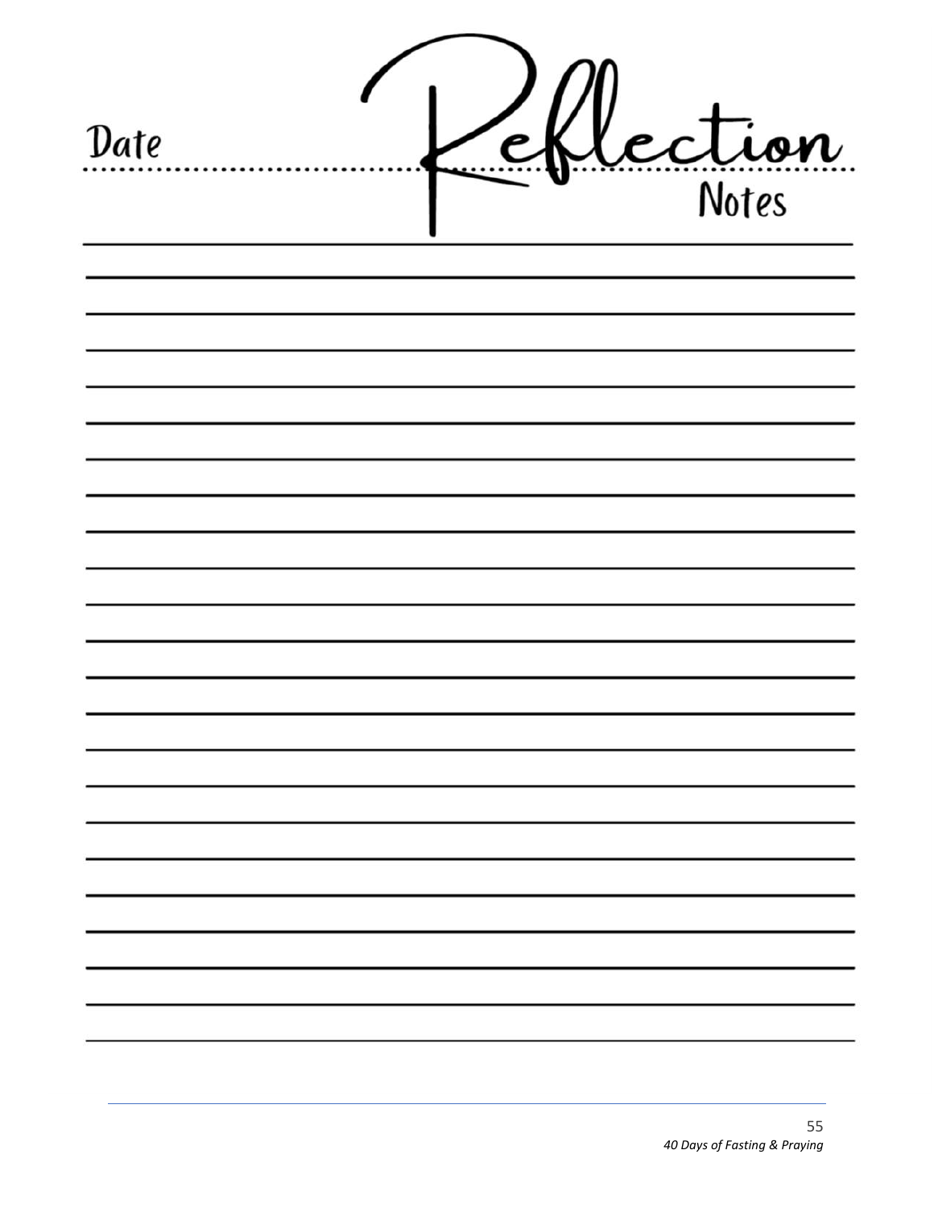# Reflection Notes

Date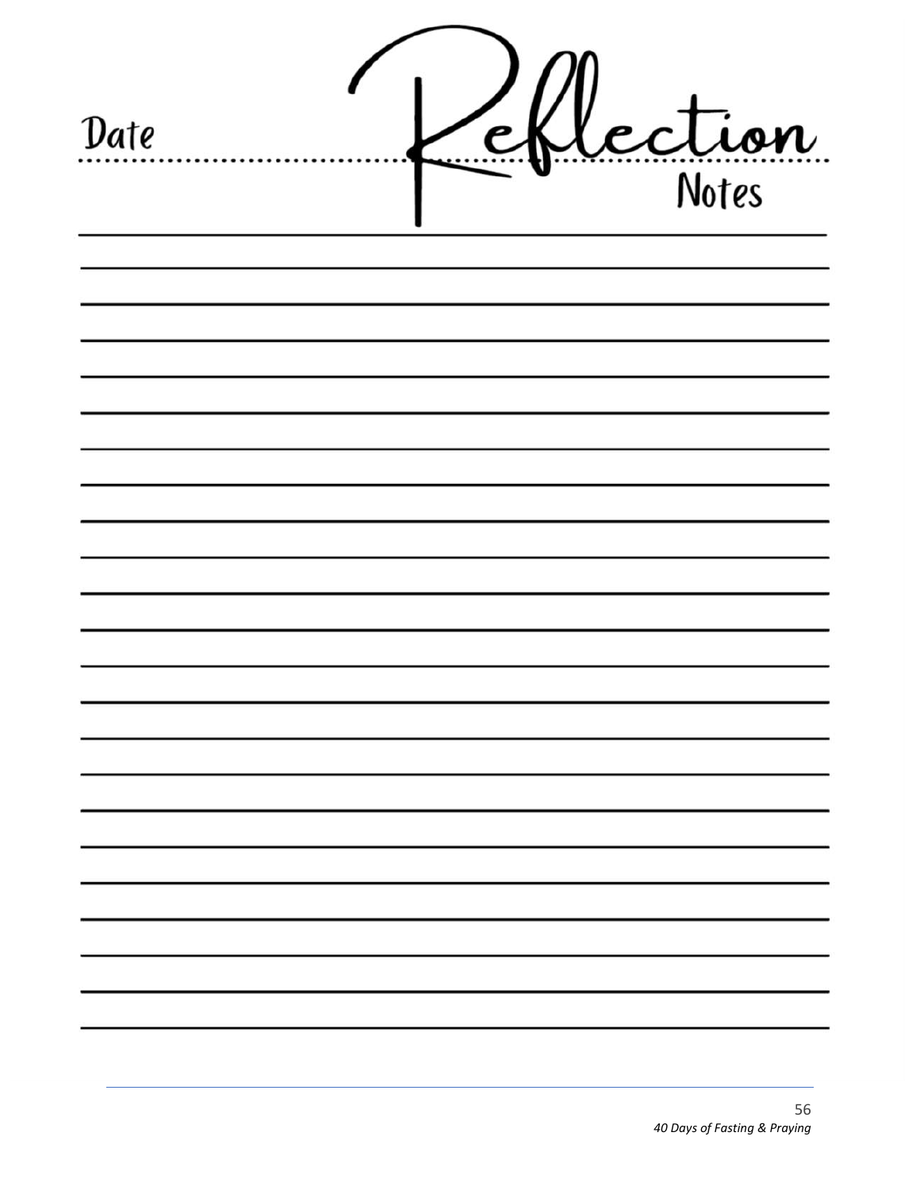Date

# Reflection

Notes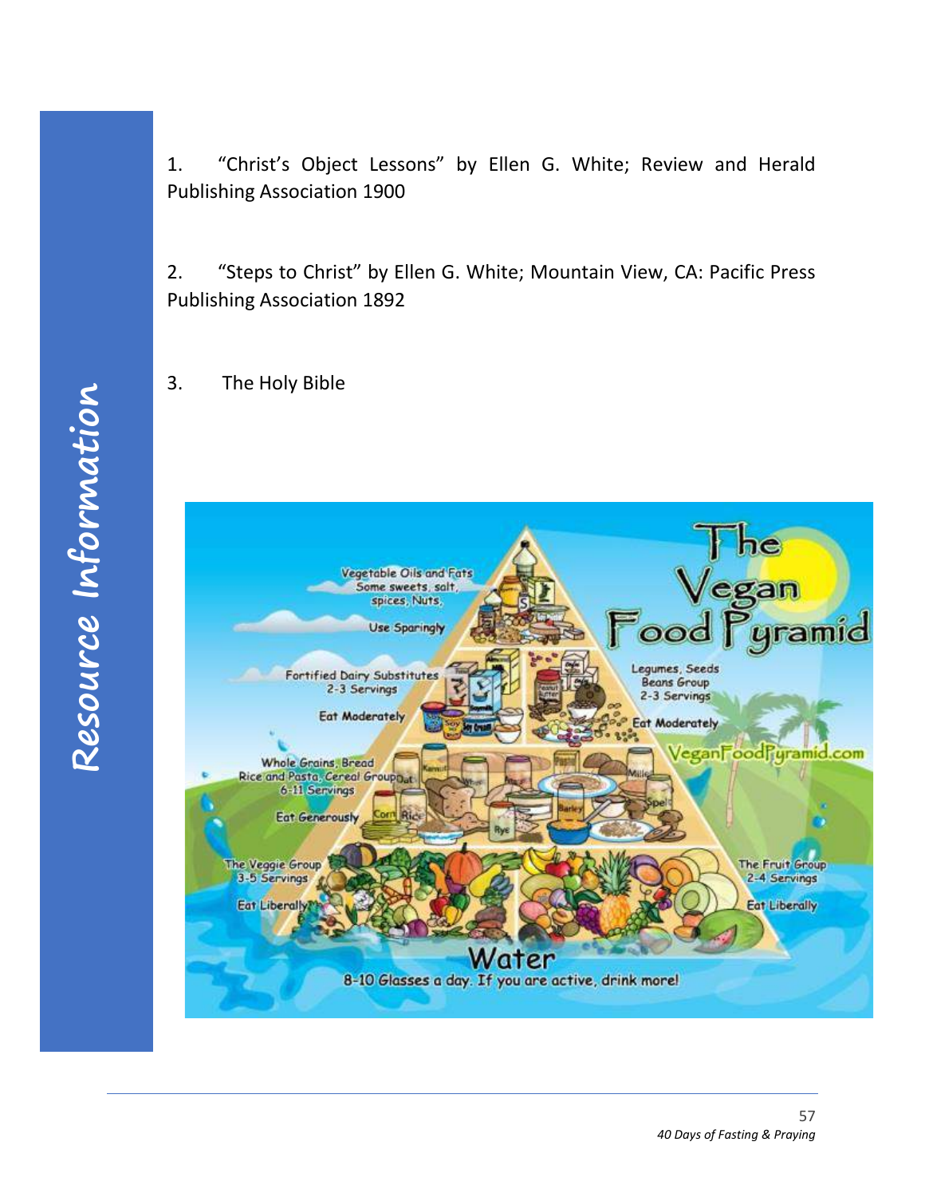# Resource Information

1. "Christ's Object Lessons" by Ellen G. White; Review and Herald Publishing Association 1900

2. "Steps to Christ" by Ellen G. White; Mountain View, CA: Pacific Press Publishing Association 1892

3. The Holy Bible

The Vegan Food Pyramid

VeganFoodPyramid.com

Vegetable Oils and Fats
Some sweets, salt, spices, Nuts,
Use Sparingly

Fortified Dairy Substitutes
2-3 Servings
Eat Moderately

Legumes, Seeds
Beans Group
2-3 Servings
Eat Moderately

Whole Grains, Bread
Rice and Pasta, Cereal Group
6-11 Servings
Eat Generously

The Veggie Group
3-5 Servings
Eat Liberally

The Fruit Group
2-4 Servings
Eat Liberally

Water
8-10 Glasses a day. If you are active, drink more!